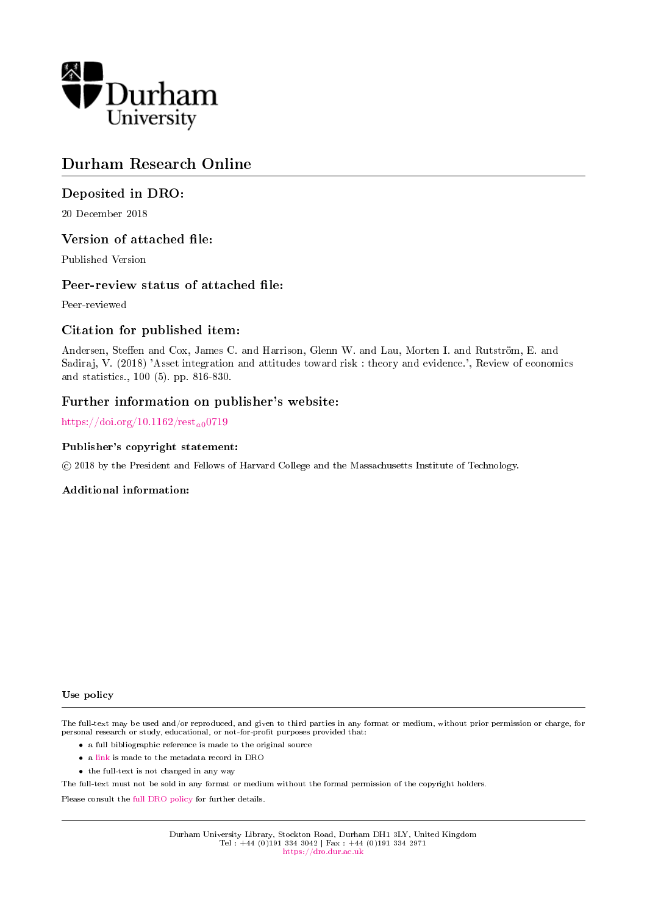# Durham Research Online

## Deposited in DRO:

20 December 2018

## Version of attached file:

Published Version

## Peer-review status of attached file:

Peer-reviewed

## Citation for published item:

Andersen, Steffen and Cox, James C. and Harrison, Glenn W. and Lau, Morten I. and Rutström, E. and Sadiraj, V. (2018) 'Asset integration and attitudes toward risk : theory and evidence.', Review of economics and statistics., 100 (5). pp. 816-830.

## Further information on publisher's website:

https://doi.org/10.1162/rest_a_00719

### Publisher's copyright statement:

© 2018 by the President and Fellows of Harvard College and the Massachusetts Institute of Technology.

### Additional information:

### Use policy

The full-text may be used and/or reproduced, and given to third parties in any format or medium, without prior permission or charge, for personal research or study, educational, or not-for-profit purposes provided that:

- a full bibliographic reference is made to the original source
- a link is made to the metadata record in DRO
- the full-text is not changed in any way

The full-text must not be sold in any format or medium without the formal permission of the copyright holders.

Please consult the full DRO policy for further details.

Durham University Library, Stockton Road, Durham DH1 3LY, United Kingdom
Tel : +44 (0)191 334 3042 | Fax : +44 (0)191 334 2971
https://dro.dur.ac.uk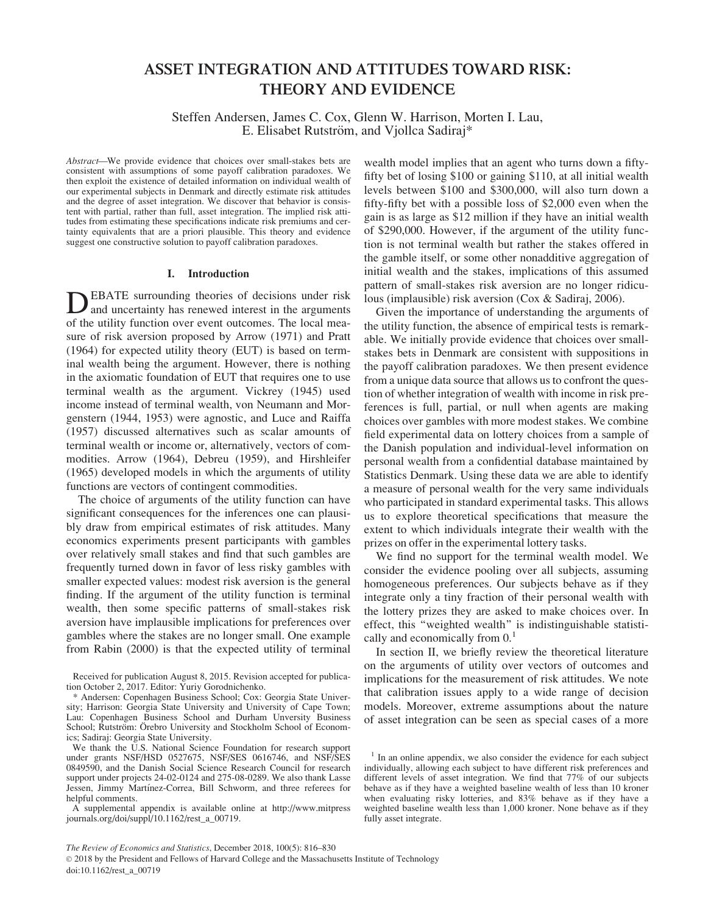# ASSET INTEGRATION AND ATTITUDES TOWARD RISK: THEORY AND EVIDENCE

Steffen Andersen, James C. Cox, Glenn W. Harrison, Morten I. Lau, E. Elisabet Rutström, and Vjollca Sadiraj*

*Abstract*—We provide evidence that choices over small-stakes bets are consistent with assumptions of some payoff calibration paradoxes. We then exploit the existence of detailed information on individual wealth of our experimental subjects in Denmark and directly estimate risk attitudes and the degree of asset integration. We discover that behavior is consistent with partial, rather than full, asset integration. The implied risk attitudes from estimating these specifications indicate risk premiums and certainty equivalents that are a priori plausible. This theory and evidence suggest one constructive solution to payoff calibration paradoxes.

## I. Introduction

DEBATE surrounding theories of decisions under risk and uncertainty has renewed interest in the arguments of the utility function over event outcomes. The local measure of risk aversion proposed by Arrow (1971) and Pratt (1964) for expected utility theory (EUT) is based on terminal wealth being the argument. However, there is nothing in the axiomatic foundation of EUT that requires one to use terminal wealth as the argument. Vickrey (1945) used income instead of terminal wealth, von Neumann and Morgenstern (1944, 1953) were agnostic, and Luce and Raiffa (1957) discussed alternatives such as scalar amounts of terminal wealth or income or, alternatively, vectors of commodities. Arrow (1964), Debreu (1959), and Hirshleifer (1965) developed models in which the arguments of utility functions are vectors of contingent commodities.

The choice of arguments of the utility function can have significant consequences for the inferences one can plausibly draw from empirical estimates of risk attitudes. Many economics experiments present participants with gambles over relatively small stakes and find that such gambles are frequently turned down in favor of less risky gambles with smaller expected values: modest risk aversion is the general finding. If the argument of the utility function is terminal wealth, then some specific patterns of small-stakes risk aversion have implausible implications for preferences over gambles where the stakes are no longer small. One example from Rabin (2000) is that the expected utility of terminal wealth model implies that an agent who turns down a fifty-fifty bet of losing \$100 or gaining \$110, at all initial wealth levels between \$100 and \$300,000, will also turn down a fifty-fifty bet with a possible loss of \$2,000 even when the gain is as large as \$12 million if they have an initial wealth of \$290,000. However, if the argument of the utility function is not terminal wealth but rather the stakes offered in the gamble itself, or some other nonadditive aggregation of initial wealth and the stakes, implications of this assumed pattern of small-stakes risk aversion are no longer ridiculous (implausible) risk aversion (Cox & Sadiraj, 2006).

Given the importance of understanding the arguments of the utility function, the absence of empirical tests is remarkable. We initially provide evidence that choices over small-stakes bets in Denmark are consistent with suppositions in the payoff calibration paradoxes. We then present evidence from a unique data source that allows us to confront the question of whether integration of wealth with income in risk preferences is full, partial, or null when agents are making choices over gambles with more modest stakes. We combine field experimental data on lottery choices from a sample of the Danish population and individual-level information on personal wealth from a confidential database maintained by Statistics Denmark. Using these data we are able to identify a measure of personal wealth for the very same individuals who participated in standard experimental tasks. This allows us to explore theoretical specifications that measure the extent to which individuals integrate their wealth with the prizes on offer in the experimental lottery tasks.

We find no support for the terminal wealth model. We consider the evidence pooling over all subjects, assuming homogeneous preferences. Our subjects behave as if they integrate only a tiny fraction of their personal wealth with the lottery prizes they are asked to make choices over. In effect, this "weighted wealth" is indistinguishable statistically and economically from 0.[1]

In section II, we briefly review the theoretical literature on the arguments of utility over vectors of outcomes and implications for the measurement of risk attitudes. We note that calibration issues apply to a wide range of decision models. Moreover, extreme assumptions about the nature of asset integration can be seen as special cases of a more

---

Received for publication August 8, 2015. Revision accepted for publication October 2, 2017. Editor: Yuriy Gorodnichenko.

\* Andersen: Copenhagen Business School; Cox: Georgia State University; Harrison: Georgia State University and University of Cape Town; Lau: Copenhagen Business School and Durham Unversity Business School; Rutström: Örebro University and Stockholm School of Economics; Sadiraj: Georgia State University.

We thank the U.S. National Science Foundation for research support under grants NSF/HSD 0527675, NSF/SES 0616746, and NSF/SES 0849590, and the Danish Social Science Research Council for research support under projects 24-02-0124 and 275-08-0289. We also thank Lasse Jessen, Jimmy Martínez-Correa, Bill Schworm, and three referees for helpful comments.

A supplemental appendix is available online at http://www.mitpressjournals.org/doi/suppl/10.1162/rest_a_00719.

[1] In an online appendix, we also consider the evidence for each subject individually, allowing each subject to have different risk preferences and different levels of asset integration. We find that 77% of our subjects behave as if they have a weighted baseline wealth of less than 10 kroner when evaluating risky lotteries, and 83% behave as if they have a weighted baseline wealth less than 1,000 kroner. None behave as if they fully asset integrate.

*The Review of Economics and Statistics*, December 2018, 100(5): 816–830
© 2018 by the President and Fellows of Harvard College and the Massachusetts Institute of Technology
doi:10.1162/rest_a_00719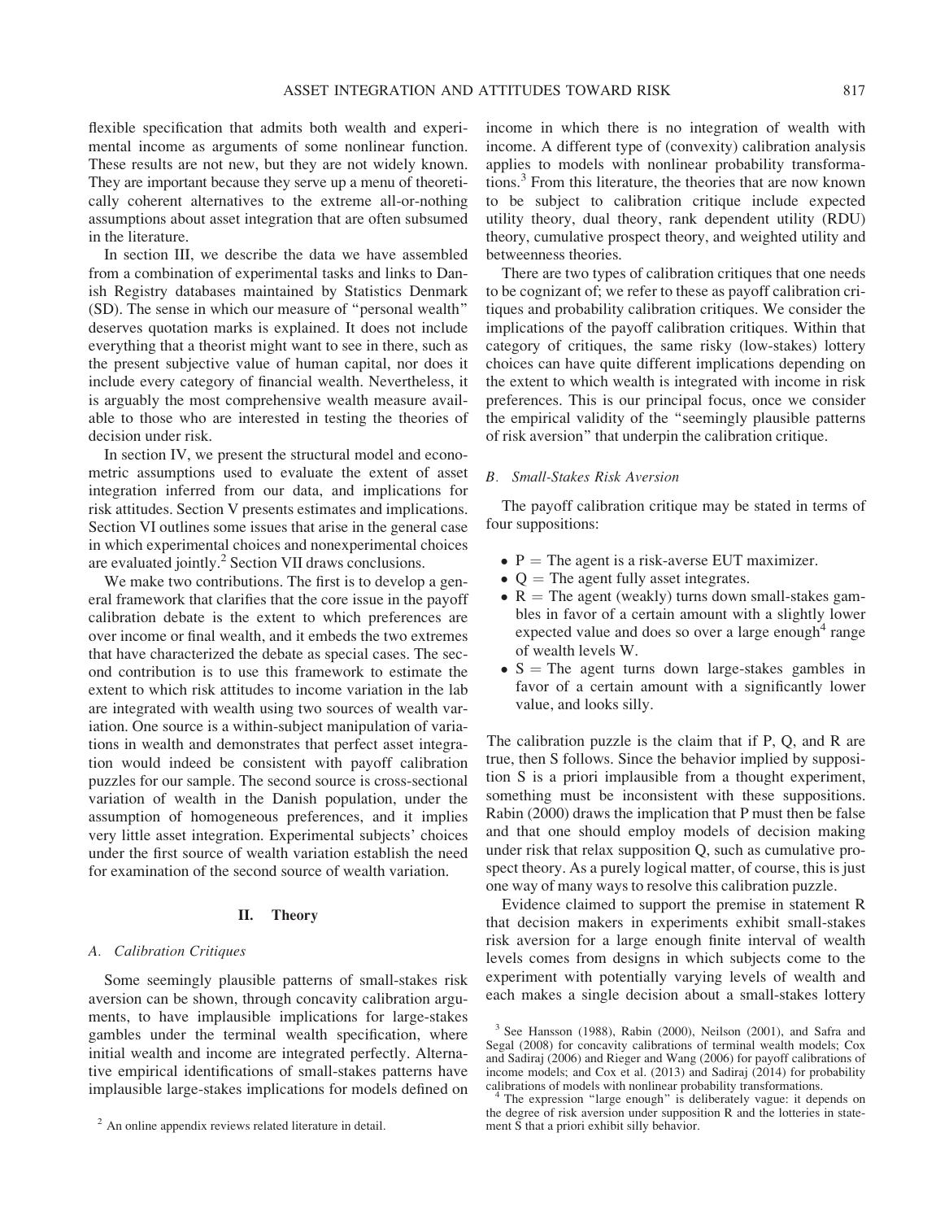flexible specification that admits both wealth and experimental income as arguments of some nonlinear function. These results are not new, but they are not widely known. They are important because they serve up a menu of theoretically coherent alternatives to the extreme all-or-nothing assumptions about asset integration that are often subsumed in the literature.

In section III, we describe the data we have assembled from a combination of experimental tasks and links to Danish Registry databases maintained by Statistics Denmark (SD). The sense in which our measure of "personal wealth" deserves quotation marks is explained. It does not include everything that a theorist might want to see in there, such as the present subjective value of human capital, nor does it include every category of financial wealth. Nevertheless, it is arguably the most comprehensive wealth measure available to those who are interested in testing the theories of decision under risk.

In section IV, we present the structural model and econometric assumptions used to evaluate the extent of asset integration inferred from our data, and implications for risk attitudes. Section V presents estimates and implications. Section VI outlines some issues that arise in the general case in which experimental choices and nonexperimental choices are evaluated jointly.[2] Section VII draws conclusions.

We make two contributions. The first is to develop a general framework that clarifies that the core issue in the payoff calibration debate is the extent to which preferences are over income or final wealth, and it embeds the two extremes that have characterized the debate as special cases. The second contribution is to use this framework to estimate the extent to which risk attitudes to income variation in the lab are integrated with wealth using two sources of wealth variation. One source is a within-subject manipulation of variations in wealth and demonstrates that perfect asset integration would indeed be consistent with payoff calibration puzzles for our sample. The second source is cross-sectional variation of wealth in the Danish population, under the assumption of homogeneous preferences, and it implies very little asset integration. Experimental subjects' choices under the first source of wealth variation establish the need for examination of the second source of wealth variation.

## II. Theory

### *A. Calibration Critiques*

Some seemingly plausible patterns of small-stakes risk aversion can be shown, through concavity calibration arguments, to have implausible implications for large-stakes gambles under the terminal wealth specification, where initial wealth and income are integrated perfectly. Alternative empirical identifications of small-stakes patterns have implausible large-stakes implications for models defined on income in which there is no integration of wealth with income. A different type of (convexity) calibration analysis applies to models with nonlinear probability transformations.[3] From this literature, the theories that are now known to be subject to calibration critique include expected utility theory, dual theory, rank dependent utility (RDU) theory, cumulative prospect theory, and weighted utility and betweenness theories.

There are two types of calibration critiques that one needs to be cognizant of; we refer to these as payoff calibration critiques and probability calibration critiques. We consider the implications of the payoff calibration critiques. Within that category of critiques, the same risky (low-stakes) lottery choices can have quite different implications depending on the extent to which wealth is integrated with income in risk preferences. This is our principal focus, once we consider the empirical validity of the "seemingly plausible patterns of risk aversion" that underpin the calibration critique.

### *B. Small-Stakes Risk Aversion*

The payoff calibration critique may be stated in terms of four suppositions:

- P = The agent is a risk-averse EUT maximizer.
- Q = The agent fully asset integrates.
- R = The agent (weakly) turns down small-stakes gambles in favor of a certain amount with a slightly lower expected value and does so over a large enough[4] range of wealth levels W.
- S = The agent turns down large-stakes gambles in favor of a certain amount with a significantly lower value, and looks silly.

The calibration puzzle is the claim that if P, Q, and R are true, then S follows. Since the behavior implied by supposition S is a priori implausible from a thought experiment, something must be inconsistent with these suppositions. Rabin (2000) draws the implication that P must then be false and that one should employ models of decision making under risk that relax supposition Q, such as cumulative prospect theory. As a purely logical matter, of course, this is just one way of many ways to resolve this calibration puzzle.

Evidence claimed to support the premise in statement R that decision makers in experiments exhibit small-stakes risk aversion for a large enough finite interval of wealth levels comes from designs in which subjects come to the experiment with potentially varying levels of wealth and each makes a single decision about a small-stakes lottery

[2] An online appendix reviews related literature in detail.

[3] See Hansson (1988), Rabin (2000), Neilson (2001), and Safra and Segal (2008) for concavity calibrations of terminal wealth models; Cox and Sadiraj (2006) and Rieger and Wang (2006) for payoff calibrations of income models; and Cox et al. (2013) and Sadiraj (2014) for probability calibrations of models with nonlinear probability transformations.

[4] The expression "large enough" is deliberately vague: it depends on the degree of risk aversion under supposition R and the lotteries in statement S that a priori exhibit silly behavior.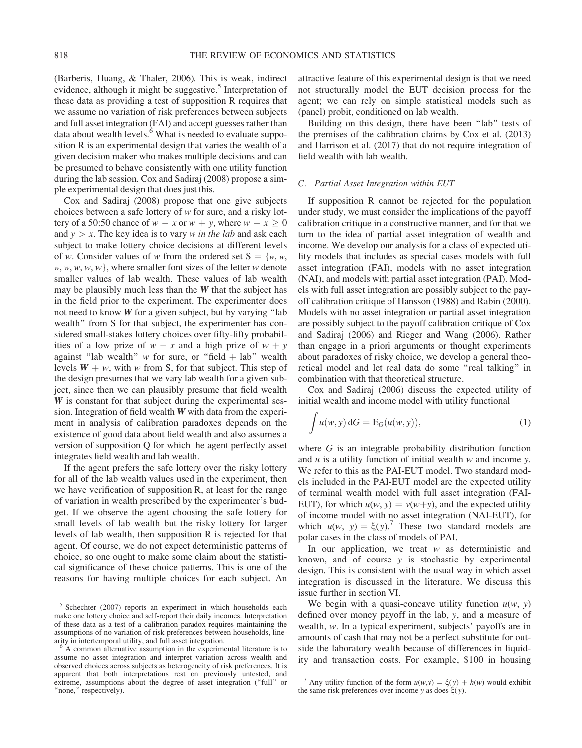(Barberis, Huang, & Thaler, 2006). This is weak, indirect evidence, although it might be suggestive.[5] Interpretation of these data as providing a test of supposition R requires that we assume no variation of risk preferences between subjects and full asset integration (FAI) and accept guesses rather than data about wealth levels.[6] What is needed to evaluate supposition R is an experimental design that varies the wealth of a given decision maker who makes multiple decisions and can be presumed to behave consistently with one utility function during the lab session. Cox and Sadiraj (2008) propose a simple experimental design that does just this.

Cox and Sadiraj (2008) propose that one give subjects choices between a safe lottery of $w$ for sure, and a risky lottery of a 50:50 chance of $w - x$ or $w + y$, where $w - x \geq 0$ and $y > x$. The key idea is to vary $w$ *in the lab* and ask each subject to make lottery choice decisions at different levels of $w$. Consider values of $w$ from the ordered set S = {$w$, $w$, $w$, $w$, $w$, $w$}, where smaller font sizes of the letter $w$ denote smaller values of lab wealth. These values of lab wealth may be plausibly much less than the $\boldsymbol{W}$ that the subject has in the field prior to the experiment. The experimenter does not need to know $\boldsymbol{W}$ for a given subject, but by varying "lab wealth" from S for that subject, the experimenter has considered small-stakes lottery choices over fifty-fifty probabilities of a low prize of $w - x$ and a high prize of $w + y$ against "lab wealth" $w$ for sure, or "field + lab" wealth levels $\boldsymbol{W} + w$, with $w$ from S, for that subject. This step of the design presumes that we vary lab wealth for a given subject, since then we can plausibly presume that field wealth $\boldsymbol{W}$ is constant for that subject during the experimental session. Integration of field wealth $\boldsymbol{W}$ with data from the experiment in analysis of calibration paradoxes depends on the existence of good data about field wealth and also assumes a version of supposition Q for which the agent perfectly asset integrates field wealth and lab wealth.

If the agent prefers the safe lottery over the risky lottery for all of the lab wealth values used in the experiment, then we have verification of supposition R, at least for the range of variation in wealth prescribed by the experimenter's budget. If we observe the agent choosing the safe lottery for small levels of lab wealth but the risky lottery for larger levels of lab wealth, then supposition R is rejected for that agent. Of course, we do not expect deterministic patterns of choice, so one ought to make some claim about the statistical significance of these choice patterns. This is one of the reasons for having multiple choices for each subject. An attractive feature of this experimental design is that we need not structurally model the EUT decision process for the agent; we can rely on simple statistical models such as (panel) probit, conditioned on lab wealth.

Building on this design, there have been "lab" tests of the premises of the calibration claims by Cox et al. (2013) and Harrison et al. (2017) that do not require integration of field wealth with lab wealth.

### C. Partial Asset Integration within EUT

If supposition R cannot be rejected for the population under study, we must consider the implications of the payoff calibration critique in a constructive manner, and for that we turn to the idea of partial asset integration of wealth and income. We develop our analysis for a class of expected utility models that includes as special cases models with full asset integration (FAI), models with no asset integration (NAI), and models with partial asset integration (PAI). Models with full asset integration are possibly subject to the payoff calibration critique of Hansson (1988) and Rabin (2000). Models with no asset integration or partial asset integration are possibly subject to the payoff calibration critique of Cox and Sadiraj (2006) and Rieger and Wang (2006). Rather than engage in a priori arguments or thought experiments about paradoxes of risky choice, we develop a general theoretical model and let real data do some "real talking" in combination with that theoretical structure.

Cox and Sadiraj (2006) discuss the expected utility of initial wealth and income model with utility functional

$$\int u(w, y)\, \mathrm{d}G = \mathrm{E}_G(u(w, y)), \tag{1}$$

where $G$ is an integrable probability distribution function and $u$ is a utility function of initial wealth $w$ and income $y$. We refer to this as the PAI-EUT model. Two standard models included in the PAI-EUT model are the expected utility of terminal wealth model with full asset integration (FAI-EUT), for which $u(w, y) = v(w{+}y)$, and the expected utility of income model with no asset integration (NAI-EUT), for which $u(w, y) = \xi(y)$.[7] These two standard models are polar cases in the class of models of PAI.

In our application, we treat $w$ as deterministic and known, and of course $y$ is stochastic by experimental design. This is consistent with the usual way in which asset integration is discussed in the literature. We discuss this issue further in section VI.

We begin with a quasi-concave utility function $u(w, y)$ defined over money payoff in the lab, $y$, and a measure of wealth, $w$. In a typical experiment, subjects' payoffs are in amounts of cash that may not be a perfect substitute for outside the laboratory wealth because of differences in liquidity and transaction costs. For example, \$100 in housing

[5] Schechter (2007) reports an experiment in which households each make one lottery choice and self-report their daily incomes. Interpretation of these data as a test of a calibration paradox requires maintaining the assumptions of no variation of risk preferences between households, linearity in intertemporal utility, and full asset integration.

[6] A common alternative assumption in the experimental literature is to assume no asset integration and interpret variation across wealth and observed choices across subjects as heterogeneity of risk preferences. It is apparent that both interpretations rest on previously untested, and extreme, assumptions about the degree of asset integration ("full" or "none," respectively).

[7] Any utility function of the form $u(w,y) = \xi(y) + h(w)$ would exhibit the same risk preferences over income $y$ as does $\xi(y)$.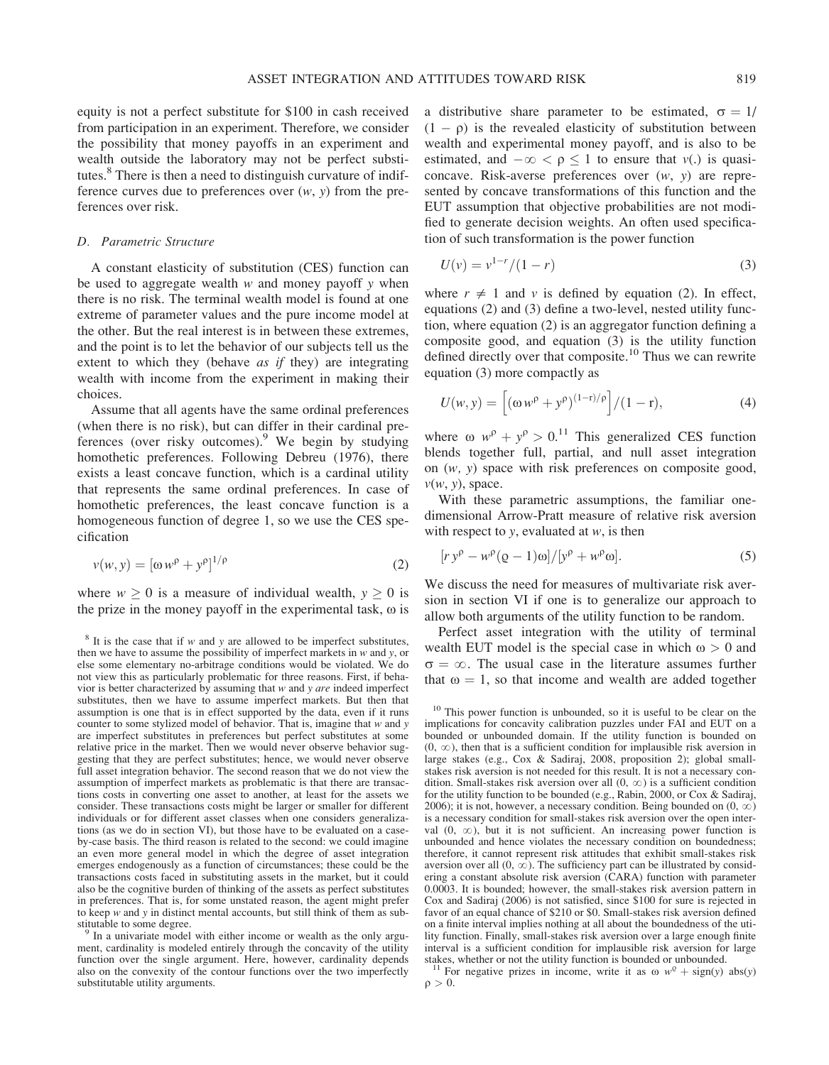equity is not a perfect substitute for \$100 in cash received from participation in an experiment. Therefore, we consider the possibility that money payoffs in an experiment and wealth outside the laboratory may not be perfect substitutes.[8] There is then a need to distinguish curvature of indifference curves due to preferences over $(w, y)$ from the preferences over risk.

### D. Parametric Structure

A constant elasticity of substitution (CES) function can be used to aggregate wealth $w$ and money payoff $y$ when there is no risk. The terminal wealth model is found at one extreme of parameter values and the pure income model at the other. But the real interest is in between these extremes, and the point is to let the behavior of our subjects tell us the extent to which they (behave *as if* they) are integrating wealth with income from the experiment in making their choices.

Assume that all agents have the same ordinal preferences (when there is no risk), but can differ in their cardinal preferences (over risky outcomes).[9] We begin by studying homothetic preferences. Following Debreu (1976), there exists a least concave function, which is a cardinal utility that represents the same ordinal preferences. In case of homothetic preferences, the least concave function is a homogeneous function of degree 1, so we use the CES specification

$$v(w, y) = [\omega w^{\rho} + y^{\rho}]^{1/\rho} \tag{2}$$

where $w \geq 0$ is a measure of individual wealth, $y \geq 0$ is the prize in the money payoff in the experimental task, $\omega$ is a distributive share parameter to be estimated, $\sigma = 1/(1 - \rho)$ is the revealed elasticity of substitution between wealth and experimental money payoff, and is also to be estimated, and $-\infty < \rho \leq 1$ to ensure that $v(.)$ is quasi-concave. Risk-averse preferences over $(w, y)$ are represented by concave transformations of this function and the EUT assumption that objective probabilities are not modified to generate decision weights. An often used specification of such transformation is the power function

$$U(v) = v^{1-r}/(1 - r) \tag{3}$$

where $r \neq 1$ and $v$ is defined by equation (2). In effect, equations (2) and (3) define a two-level, nested utility function, where equation (2) is an aggregator function defining a composite good, and equation (3) is the utility function defined directly over that composite.[10] Thus we can rewrite equation (3) more compactly as

$$U(w, y) = \left[(\omega w^{\rho} + y^{\rho})^{(1-r)/\rho}\right]/(1 - \mathrm{r}), \tag{4}$$

where $\omega w^{\rho} + y^{\rho} > 0$.[11] This generalized CES function blends together full, partial, and null asset integration on $(w, y)$ space with risk preferences on composite good, $v(w, y)$, space.

With these parametric assumptions, the familiar one-dimensional Arrow-Pratt measure of relative risk aversion with respect to $y$, evaluated at $w$, is then

$$[r\, y^{\rho} - w^{\rho}(\varrho - 1)\omega]/[y^{\rho} + w^{\rho}\omega]. \tag{5}$$

We discuss the need for measures of multivariate risk aversion in section VI if one is to generalize our approach to allow both arguments of the utility function to be random.

Perfect asset integration with the utility of terminal wealth EUT model is the special case in which $\omega > 0$ and $\sigma = \infty$. The usual case in the literature assumes further that $\omega = 1$, so that income and wealth are added together

---

[8] It is the case that if $w$ and $y$ are allowed to be imperfect substitutes, then we have to assume the possibility of imperfect markets in $w$ and $y$, or else some elementary no-arbitrage conditions would be violated. We do not view this as particularly problematic for three reasons. First, if behavior is better characterized by assuming that $w$ and $y$ *are* indeed imperfect substitutes, then we have to assume imperfect markets. But then that assumption is one that is in effect supported by the data, even if it runs counter to some stylized model of behavior. That is, imagine that $w$ and $y$ are imperfect substitutes in preferences but perfect substitutes at some relative price in the market. Then we would never observe behavior suggesting that they are perfect substitutes; hence, we would never observe full asset integration behavior. The second reason that we do not view the assumption of imperfect markets as problematic is that there are transactions costs in converting one asset to another, at least for the assets we consider. These transactions costs might be larger or smaller for different individuals or for different asset classes when one considers generalizations (as we do in section VI), but those have to be evaluated on a case-by-case basis. The third reason is related to the second: we could imagine an even more general model in which the degree of asset integration emerges endogenously as a function of circumstances; these could be the transactions costs faced in substituting assets in the market, but it could also be the cognitive burden of thinking of the assets as perfect substitutes in preferences. That is, for some unstated reason, the agent might prefer to keep $w$ and $y$ in distinct mental accounts, but still think of them as substitutable to some degree.

[9] In a univariate model with either income or wealth as the only argument, cardinality is modeled entirely through the concavity of the utility function over the single argument. Here, however, cardinality depends also on the convexity of the contour functions over the two imperfectly substitutable utility arguments.

[10] This power function is unbounded, so it is useful to be clear on the implications for concavity calibration puzzles under FAI and EUT on a bounded or unbounded domain. If the utility function is bounded on $(0, \infty)$, then that is a sufficient condition for implausible risk aversion in large stakes (e.g., Cox & Sadiraj, 2008, proposition 2); global small-stakes risk aversion is not needed for this result. It is not a necessary condition. Small-stakes risk aversion over all $(0, \infty)$ is a sufficient condition for the utility function to be bounded (e.g., Rabin, 2000, or Cox & Sadiraj, 2006); it is not, however, a necessary condition. Being bounded on $(0, \infty)$ is a necessary condition for small-stakes risk aversion over the open interval $(0, \infty)$, but it is not sufficient. An increasing power function is unbounded and hence violates the necessary condition on boundedness; therefore, it cannot represent risk attitudes that exhibit small-stakes risk aversion over all $(0, \infty)$. The sufficiency part can be illustrated by considering a constant absolute risk aversion (CARA) function with parameter 0.0003. It is bounded; however, the small-stakes risk aversion pattern in Cox and Sadiraj (2006) is not satisfied, since \$100 for sure is rejected in favor of an equal chance of \$210 or \$0. Small-stakes risk aversion defined on a finite interval implies nothing at all about the boundedness of the utility function. Finally, small-stakes risk aversion over a large enough finite interval is a sufficient condition for implausible risk aversion for large stakes, whether or not the utility function is bounded or unbounded.

[11] For negative prizes in income, write it as $\omega\, w^{\varrho} + \mathrm{sign}(y)\ \mathrm{abs}(y)$ $\rho > 0$.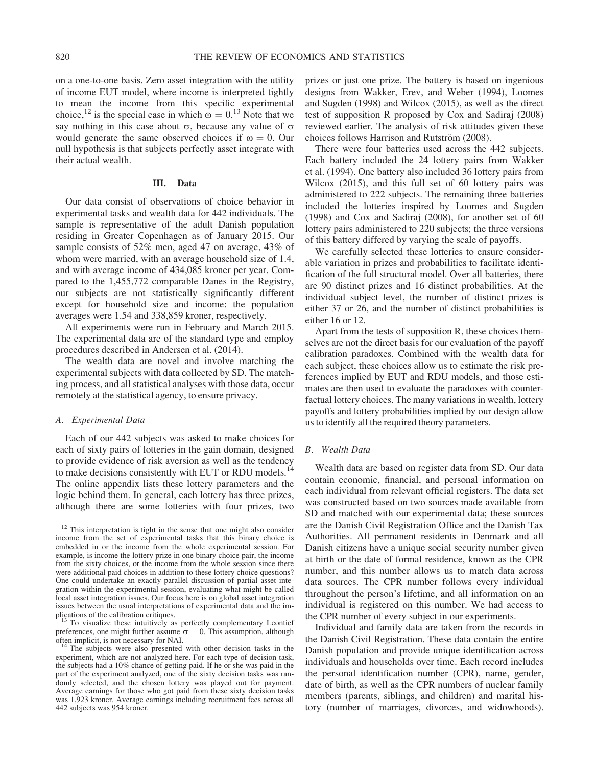on a one-to-one basis. Zero asset integration with the utility of income EUT model, where income is interpreted tightly to mean the income from this specific experimental choice,[12] is the special case in which $\omega = 0$.[13] Note that we say nothing in this case about $\sigma$, because any value of $\sigma$ would generate the same observed choices if $\omega = 0$. Our null hypothesis is that subjects perfectly asset integrate with their actual wealth.

## III. Data

Our data consist of observations of choice behavior in experimental tasks and wealth data for 442 individuals. The sample is representative of the adult Danish population residing in Greater Copenhagen as of January 2015. Our sample consists of 52% men, aged 47 on average, 43% of whom were married, with an average household size of 1.4, and with average income of 434,085 kroner per year. Compared to the 1,455,772 comparable Danes in the Registry, our subjects are not statistically significantly different except for household size and income: the population averages were 1.54 and 338,859 kroner, respectively.

All experiments were run in February and March 2015. The experimental data are of the standard type and employ procedures described in Andersen et al. (2014).

The wealth data are novel and involve matching the experimental subjects with data collected by SD. The matching process, and all statistical analyses with those data, occur remotely at the statistical agency, to ensure privacy.

### *A. Experimental Data*

Each of our 442 subjects was asked to make choices for each of sixty pairs of lotteries in the gain domain, designed to provide evidence of risk aversion as well as the tendency to make decisions consistently with EUT or RDU models.[14] The online appendix lists these lottery parameters and the logic behind them. In general, each lottery has three prizes, although there are some lotteries with four prizes, two prizes or just one prize. The battery is based on ingenious designs from Wakker, Erev, and Weber (1994), Loomes and Sugden (1998) and Wilcox (2015), as well as the direct test of supposition R proposed by Cox and Sadiraj (2008) reviewed earlier. The analysis of risk attitudes given these choices follows Harrison and Rutström (2008).

There were four batteries used across the 442 subjects. Each battery included the 24 lottery pairs from Wakker et al. (1994). One battery also included 36 lottery pairs from Wilcox (2015), and this full set of 60 lottery pairs was administered to 222 subjects. The remaining three batteries included the lotteries inspired by Loomes and Sugden (1998) and Cox and Sadiraj (2008), for another set of 60 lottery pairs administered to 220 subjects; the three versions of this battery differed by varying the scale of payoffs.

We carefully selected these lotteries to ensure considerable variation in prizes and probabilities to facilitate identification of the full structural model. Over all batteries, there are 90 distinct prizes and 16 distinct probabilities. At the individual subject level, the number of distinct prizes is either 37 or 26, and the number of distinct probabilities is either 16 or 12.

Apart from the tests of supposition R, these choices themselves are not the direct basis for our evaluation of the payoff calibration paradoxes. Combined with the wealth data for each subject, these choices allow us to estimate the risk preferences implied by EUT and RDU models, and those estimates are then used to evaluate the paradoxes with counterfactual lottery choices. The many variations in wealth, lottery payoffs and lottery probabilities implied by our design allow us to identify all the required theory parameters.

### *B. Wealth Data*

Wealth data are based on register data from SD. Our data contain economic, financial, and personal information on each individual from relevant official registers. The data set was constructed based on two sources made available from SD and matched with our experimental data; these sources are the Danish Civil Registration Office and the Danish Tax Authorities. All permanent residents in Denmark and all Danish citizens have a unique social security number given at birth or the date of formal residence, known as the CPR number, and this number allows us to match data across data sources. The CPR number follows every individual throughout the person's lifetime, and all information on an individual is registered on this number. We had access to the CPR number of every subject in our experiments.

Individual and family data are taken from the records in the Danish Civil Registration. These data contain the entire Danish population and provide unique identification across individuals and households over time. Each record includes the personal identification number (CPR), name, gender, date of birth, as well as the CPR numbers of nuclear family members (parents, siblings, and children) and marital history (number of marriages, divorces, and widowhoods).

---

[12] This interpretation is tight in the sense that one might also consider income from the set of experimental tasks that this binary choice is embedded in or the income from the whole experimental session. For example, is income the lottery prize in one binary choice pair, the income from the sixty choices, or the income from the whole session since there were additional paid choices in addition to these lottery choice questions? One could undertake an exactly parallel discussion of partial asset integration within the experimental session, evaluating what might be called local asset integration issues. Our focus here is on global asset integration issues between the usual interpretations of experimental data and the implications of the calibration critiques.

[13] To visualize these intuitively as perfectly complementary Leontief preferences, one might further assume $\sigma = 0$. This assumption, although often implicit, is not necessary for NAI.

[14] The subjects were also presented with other decision tasks in the experiment, which are not analyzed here. For each type of decision task, the subjects had a 10% chance of getting paid. If he or she was paid in the part of the experiment analyzed, one of the sixty decision tasks was randomly selected, and the chosen lottery was played out for payment. Average earnings for those who got paid from these sixty decision tasks was 1,923 kroner. Average earnings including recruitment fees across all 442 subjects was 954 kroner.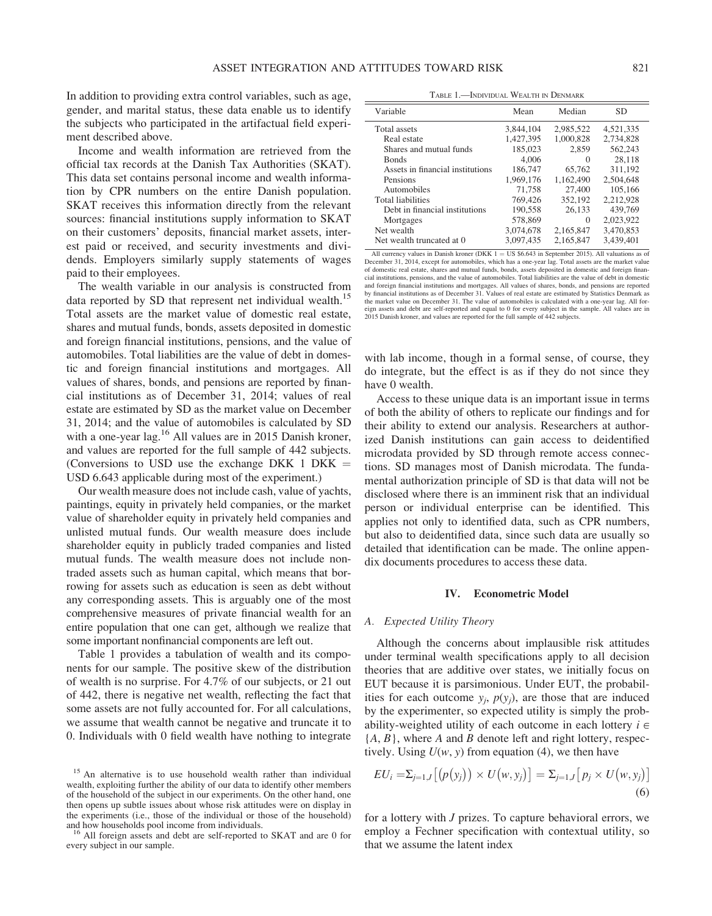In addition to providing extra control variables, such as age, gender, and marital status, these data enable us to identify the subjects who participated in the artifactual field experiment described above.

Income and wealth information are retrieved from the official tax records at the Danish Tax Authorities (SKAT). This data set contains personal income and wealth information by CPR numbers on the entire Danish population. SKAT receives this information directly from the relevant sources: financial institutions supply information to SKAT on their customers' deposits, financial market assets, interest paid or received, and security investments and dividends. Employers similarly supply statements of wages paid to their employees.

The wealth variable in our analysis is constructed from data reported by SD that represent net individual wealth.[15] Total assets are the market value of domestic real estate, shares and mutual funds, bonds, assets deposited in domestic and foreign financial institutions, pensions, and the value of automobiles. Total liabilities are the value of debt in domestic and foreign financial institutions and mortgages. All values of shares, bonds, and pensions are reported by financial institutions as of December 31, 2014; values of real estate are estimated by SD as the market value on December 31, 2014; and the value of automobiles is calculated by SD with a one-year lag.[16] All values are in 2015 Danish kroner, and values are reported for the full sample of 442 subjects. (Conversions to USD use the exchange DKK 1 DKK = USD 6.643 applicable during most of the experiment.)

Our wealth measure does not include cash, value of yachts, paintings, equity in privately held companies, or the market value of shareholder equity in privately held companies and unlisted mutual funds. Our wealth measure does include shareholder equity in publicly traded companies and listed mutual funds. The wealth measure does not include non-traded assets such as human capital, which means that borrowing for assets such as education is seen as debt without any corresponding assets. This is arguably one of the most comprehensive measures of private financial wealth for an entire population that one can get, although we realize that some important nonfinancial components are left out.

Table 1 provides a tabulation of wealth and its components for our sample. The positive skew of the distribution of wealth is no surprise. For 4.7% of our subjects, or 21 out of 442, there is negative net wealth, reflecting the fact that some assets are not fully accounted for. For all calculations, we assume that wealth cannot be negative and truncate it to 0. Individuals with 0 field wealth have nothing to integrate with lab income, though in a formal sense, of course, they do integrate, but the effect is as if they do not since they have 0 wealth.

Table 1.—Individual Wealth in Denmark

| Variable | Mean | Median | SD |
|---|---|---|---|
| Total assets | 3,844,104 | 2,985,522 | 4,521,335 |
| Real estate | 1,427,395 | 1,000,828 | 2,734,828 |
| Shares and mutual funds | 185,023 | 2,859 | 562,243 |
| Bonds | 4,006 | 0 | 28,118 |
| Assets in financial institutions | 186,747 | 65,762 | 311,192 |
| Pensions | 1,969,176 | 1,162,490 | 2,504,648 |
| Automobiles | 71,758 | 27,400 | 105,166 |
| Total liabilities | 769,426 | 352,192 | 2,212,928 |
| Debt in financial institutions | 190,558 | 26,133 | 439,769 |
| Mortgages | 578,869 | 0 | 2,023,922 |
| Net wealth | 3,074,678 | 2,165,847 | 3,470,853 |
| Net wealth truncated at 0 | 3,097,435 | 2,165,847 | 3,439,401 |

All currency values in Danish kroner (DKK 1 = US $6.643 in September 2015). All valuations as of December 31, 2014, except for automobiles, which has a one-year lag. Total assets are the market value of domestic real estate, shares and mutual funds, bonds, assets deposited in domestic and foreign financial institutions, pensions, and the value of automobiles. Total liabilities are the value of debt in domestic and foreign financial institutions and mortgages. All values of shares, bonds, and pensions are reported by financial institutions as of December 31. Values of real estate are estimated by Statistics Denmark as the market value on December 31. The value of automobiles is calculated with a one-year lag. All foreign assets and debt are self-reported and equal to 0 for every subject in the sample. All values are in 2015 Danish kroner, and values are reported for the full sample of 442 subjects.

Access to these unique data is an important issue in terms of both the ability of others to replicate our findings and for their ability to extend our analysis. Researchers at authorized Danish institutions can gain access to deidentified microdata provided by SD through remote access connections. SD manages most of Danish microdata. The fundamental authorization principle of SD is that data will not be disclosed where there is an imminent risk that an individual person or individual enterprise can be identified. This applies not only to identified data, such as CPR numbers, but also to deidentified data, since such data are usually so detailed that identification can be made. The online appendix documents procedures to access these data.

## IV. Econometric Model

### A. Expected Utility Theory

Although the concerns about implausible risk attitudes under terminal wealth specifications apply to all decision theories that are additive over states, we initially focus on EUT because it is parsimonious. Under EUT, the probabilities for each outcome $y_j$, $p(y_j)$, are those that are induced by the experimenter, so expected utility is simply the probability-weighted utility of each outcome in each lottery $i \in \{A, B\}$, where $A$ and $B$ denote left and right lottery, respectively. Using $U(w, y)$ from equation (4), we then have

$$EU_i = \Sigma_{j=1,J}\left[\left(p\left(y_j\right)\right) \times U\left(w, y_j\right)\right] = \Sigma_{j=1,J}\left[p_j \times U\left(w, y_j\right)\right] \quad (6)$$

for a lottery with $J$ prizes. To capture behavioral errors, we employ a Fechner specification with contextual utility, so that we assume the latent index

[15] An alternative is to use household wealth rather than individual wealth, exploiting further the ability of our data to identify other members of the household of the subject in our experiments. On the other hand, one then opens up subtle issues about whose risk attitudes were on display in the experiments (i.e., those of the individual or those of the household) and how households pool income from individuals.

[16] All foreign assets and debt are self-reported to SKAT and are 0 for every subject in our sample.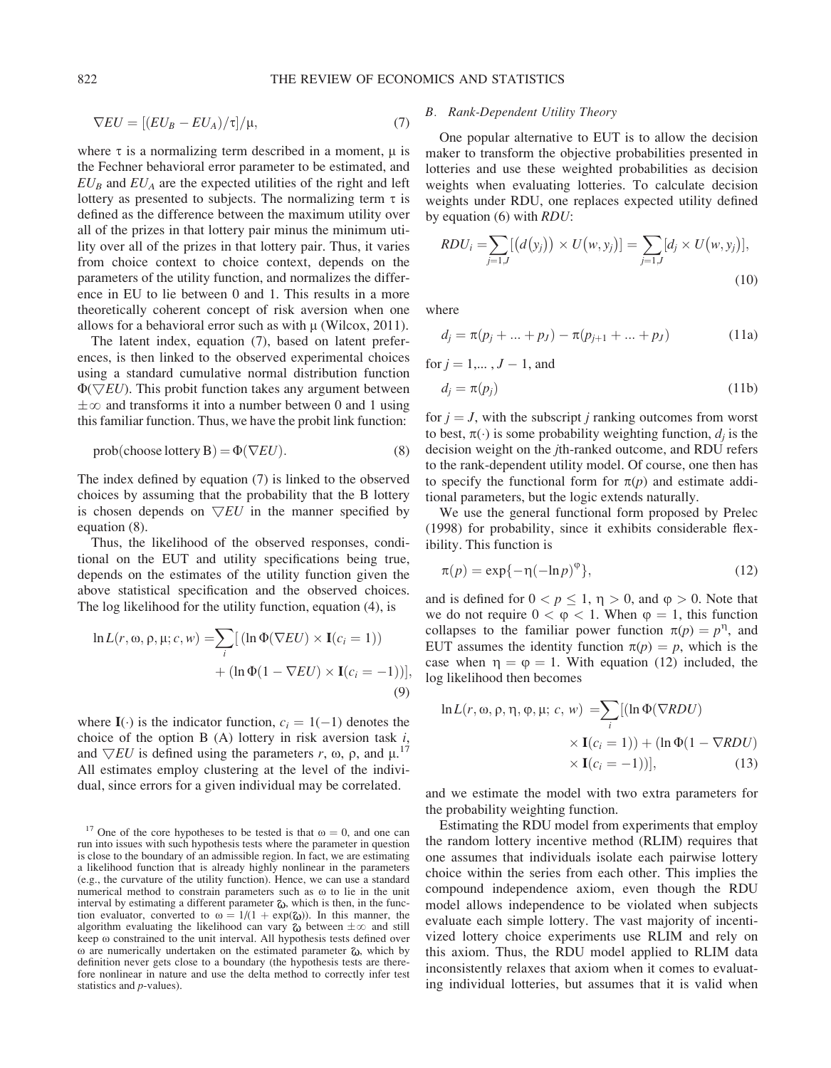$$\nabla EU = [(EU_B - EU_A)/\tau]/\mu, \tag{7}$$

where $\tau$ is a normalizing term described in a moment, $\mu$ is the Fechner behavioral error parameter to be estimated, and $EU_B$ and $EU_A$ are the expected utilities of the right and left lottery as presented to subjects. The normalizing term $\tau$ is defined as the difference between the maximum utility over all of the prizes in that lottery pair minus the minimum utility over all of the prizes in that lottery pair. Thus, it varies from choice context to choice context, depends on the parameters of the utility function, and normalizes the difference in EU to lie between 0 and 1. This results in a more theoretically coherent concept of risk aversion when one allows for a behavioral error such as with $\mu$ (Wilcox, 2011).

The latent index, equation (7), based on latent preferences, is then linked to the observed experimental choices using a standard cumulative normal distribution function $\Phi(\nabla EU)$. This probit function takes any argument between $\pm\infty$ and transforms it into a number between 0 and 1 using this familiar function. Thus, we have the probit link function:

$$\text{prob(choose lottery B)} = \Phi(\nabla EU). \tag{8}$$

The index defined by equation (7) is linked to the observed choices by assuming that the probability that the B lottery is chosen depends on $\nabla EU$ in the manner specified by equation (8).

Thus, the likelihood of the observed responses, conditional on the EUT and utility specifications being true, depends on the estimates of the utility function given the above statistical specification and the observed choices. The log likelihood for the utility function, equation (4), is

$$\ln L(r, \omega, \rho, \mu; c, w) = \sum_i [(\ln \Phi(\nabla EU) \times \mathbf{I}(c_i = 1)) + (\ln \Phi(1 - \nabla EU) \times \mathbf{I}(c_i = -1))], \tag{9}$$

where $\mathbf{I}(\cdot)$ is the indicator function, $c_i = 1(-1)$ denotes the choice of the option B (A) lottery in risk aversion task $i$, and $\nabla EU$ is defined using the parameters $r$, $\omega$, $\rho$, and $\mu$.[17] All estimates employ clustering at the level of the individual, since errors for a given individual may be correlated.

[17] One of the core hypotheses to be tested is that $\omega = 0$, and one can run into issues with such hypothesis tests where the parameter in question is close to the boundary of an admissible region. In fact, we are estimating a likelihood function that is already highly nonlinear in the parameters (e.g., the curvature of the utility function). Hence, we can use a standard numerical method to constrain parameters such as $\omega$ to lie in the unit interval by estimating a different parameter $\varpi$, which is then, in the function evaluator, converted to $\omega = 1/(1 + \exp(\varpi))$. In this manner, the algorithm evaluating the likelihood can vary $\varpi$ between $\pm\infty$ and still keep $\omega$ constrained to the unit interval. All hypothesis tests defined over $\omega$ are numerically undertaken on the estimated parameter $\varpi$, which by definition never gets close to a boundary (the hypothesis tests are therefore nonlinear in nature and use the delta method to correctly infer test statistics and $p$-values).

### B. Rank-Dependent Utility Theory

One popular alternative to EUT is to allow the decision maker to transform the objective probabilities presented in lotteries and use these weighted probabilities as decision weights when evaluating lotteries. To calculate decision weights under RDU, one replaces expected utility defined by equation (6) with *RDU*:

$$RDU_i = \sum_{j=1,J} [(d(y_j)) \times U(w, y_j)] = \sum_{j=1,J} [d_j \times U(w, y_j)], \tag{10}$$

where

$$d_j = \pi(p_j + \ldots + p_J) - \pi(p_{j+1} + \ldots + p_J) \tag{11a}$$

for $j = 1, \ldots, J - 1$, and

$$d_j = \pi(p_j) \tag{11b}$$

for $j = J$, with the subscript $j$ ranking outcomes from worst to best, $\pi(\cdot)$ is some probability weighting function, $d_j$ is the decision weight on the $j$th-ranked outcome, and RDU refers to the rank-dependent utility model. Of course, one then has to specify the functional form for $\pi(p)$ and estimate additional parameters, but the logic extends naturally.

We use the general functional form proposed by Prelec (1998) for probability, since it exhibits considerable flexibility. This function is

$$\pi(p) = \exp\{-\eta(-\ln p)^{\varphi}\}, \tag{12}$$

and is defined for $0 < p \leq 1$, $\eta > 0$, and $\varphi > 0$. Note that we do not require $0 < \varphi < 1$. When $\varphi = 1$, this function collapses to the familiar power function $\pi(p) = p^{\eta}$, and EUT assumes the identity function $\pi(p) = p$, which is the case when $\eta = \varphi = 1$. With equation (12) included, the log likelihood then becomes

$$\ln L(r, \omega, \rho, \eta, \varphi, \mu; c, w) = \sum_i [(\ln \Phi(\nabla RDU) \times \mathbf{I}(c_i = 1)) + (\ln \Phi(1 - \nabla RDU) \times \mathbf{I}(c_i = -1))], \tag{13}$$

and we estimate the model with two extra parameters for the probability weighting function.

Estimating the RDU model from experiments that employ the random lottery incentive method (RLIM) requires that one assumes that individuals isolate each pairwise lottery choice within the series from each other. This implies the compound independence axiom, even though the RDU model allows independence to be violated when subjects evaluate each simple lottery. The vast majority of incentivized lottery choice experiments use RLIM and rely on this axiom. Thus, the RDU model applied to RLIM data inconsistently relaxes that axiom when it comes to evaluating individual lotteries, but assumes that it is valid when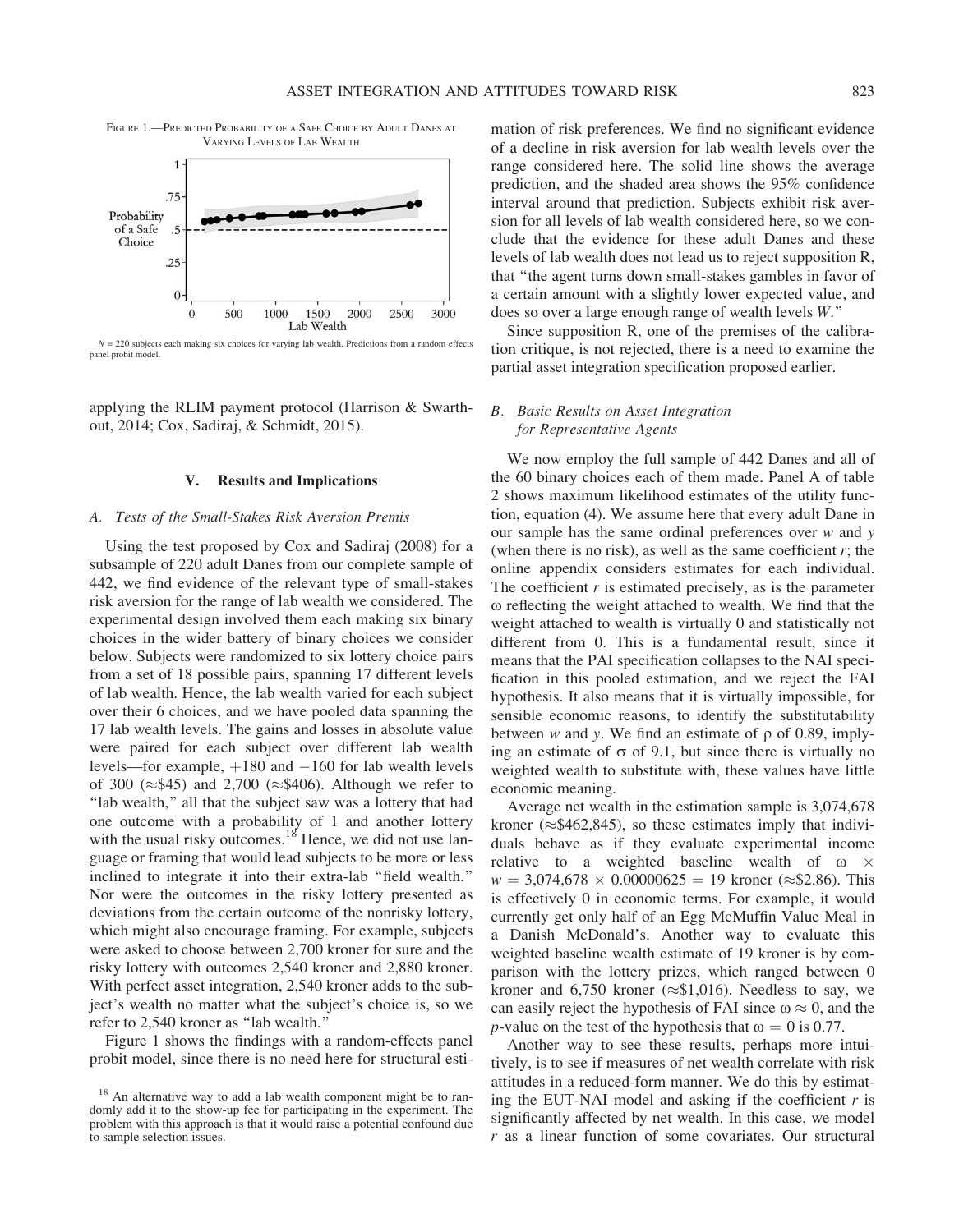FIGURE 1.—PREDICTED PROBABILITY OF A SAFE CHOICE BY ADULT DANES AT VARYING LEVELS OF LAB WEALTH

$N$ = 220 subjects each making six choices for varying lab wealth. Predictions from a random effects panel probit model.

applying the RLIM payment protocol (Harrison & Swarthout, 2014; Cox, Sadiraj, & Schmidt, 2015).

## V. Results and Implications

### A. Tests of the Small-Stakes Risk Aversion Premis

Using the test proposed by Cox and Sadiraj (2008) for a subsample of 220 adult Danes from our complete sample of 442, we find evidence of the relevant type of small-stakes risk aversion for the range of lab wealth we considered. The experimental design involved them each making six binary choices in the wider battery of binary choices we consider below. Subjects were randomized to six lottery choice pairs from a set of 18 possible pairs, spanning 17 different levels of lab wealth. Hence, the lab wealth varied for each subject over their 6 choices, and we have pooled data spanning the 17 lab wealth levels. The gains and losses in absolute value were paired for each subject over different lab wealth levels—for example, +180 and −160 for lab wealth levels of 300 (≈\$45) and 2,700 (≈\$406). Although we refer to "lab wealth," all that the subject saw was a lottery that had one outcome with a probability of 1 and another lottery with the usual risky outcomes.[18] Hence, we did not use language or framing that would lead subjects to be more or less inclined to integrate it into their extra-lab "field wealth." Nor were the outcomes in the risky lottery presented as deviations from the certain outcome of the nonrisky lottery, which might also encourage framing. For example, subjects were asked to choose between 2,700 kroner for sure and the risky lottery with outcomes 2,540 kroner and 2,880 kroner. With perfect asset integration, 2,540 kroner adds to the subject's wealth no matter what the subject's choice is, so we refer to 2,540 kroner as "lab wealth."

Figure 1 shows the findings with a random-effects panel probit model, since there is no need here for structural estimation of risk preferences. We find no significant evidence of a decline in risk aversion for lab wealth levels over the range considered here. The solid line shows the average prediction, and the shaded area shows the 95% confidence interval around that prediction. Subjects exhibit risk aversion for all levels of lab wealth considered here, so we conclude that the evidence for these adult Danes and these levels of lab wealth does not lead us to reject supposition R, that "the agent turns down small-stakes gambles in favor of a certain amount with a slightly lower expected value, and does so over a large enough range of wealth levels $W$."

Since supposition R, one of the premises of the calibration critique, is not rejected, there is a need to examine the partial asset integration specification proposed earlier.

### B. Basic Results on Asset Integration for Representative Agents

We now employ the full sample of 442 Danes and all of the 60 binary choices each of them made. Panel A of table 2 shows maximum likelihood estimates of the utility function, equation (4). We assume here that every adult Dane in our sample has the same ordinal preferences over $w$ and $y$ (when there is no risk), as well as the same coefficient $r$; the online appendix considers estimates for each individual. The coefficient $r$ is estimated precisely, as is the parameter $\omega$ reflecting the weight attached to wealth. We find that the weight attached to wealth is virtually 0 and statistically not different from 0. This is a fundamental result, since it means that the PAI specification collapses to the NAI specification in this pooled estimation, and we reject the FAI hypothesis. It also means that it is virtually impossible, for sensible economic reasons, to identify the substitutability between $w$ and $y$. We find an estimate of $\rho$ of 0.89, implying an estimate of $\sigma$ of 9.1, but since there is virtually no weighted wealth to substitute with, these values have little economic meaning.

Average net wealth in the estimation sample is 3,074,678 kroner (≈\$462,845), so these estimates imply that individuals behave as if they evaluate experimental income relative to a weighted baseline wealth of $\omega \times w = 3{,}074{,}678 \times 0.00000625 = 19$ kroner (≈\$2.86). This is effectively 0 in economic terms. For example, it would currently get only half of an Egg McMuffin Value Meal in a Danish McDonald's. Another way to evaluate this weighted baseline wealth estimate of 19 kroner is by comparison with the lottery prizes, which ranged between 0 kroner and 6,750 kroner (≈\$1,016). Needless to say, we can easily reject the hypothesis of FAI since $\omega \approx 0$, and the $p$-value on the test of the hypothesis that $\omega = 0$ is 0.77.

Another way to see these results, perhaps more intuitively, is to see if measures of net wealth correlate with risk attitudes in a reduced-form manner. We do this by estimating the EUT-NAI model and asking if the coefficient $r$ is significantly affected by net wealth. In this case, we model $r$ as a linear function of some covariates. Our structural

[18] An alternative way to add a lab wealth component might be to randomly add it to the show-up fee for participating in the experiment. The problem with this approach is that it would raise a potential confound due to sample selection issues.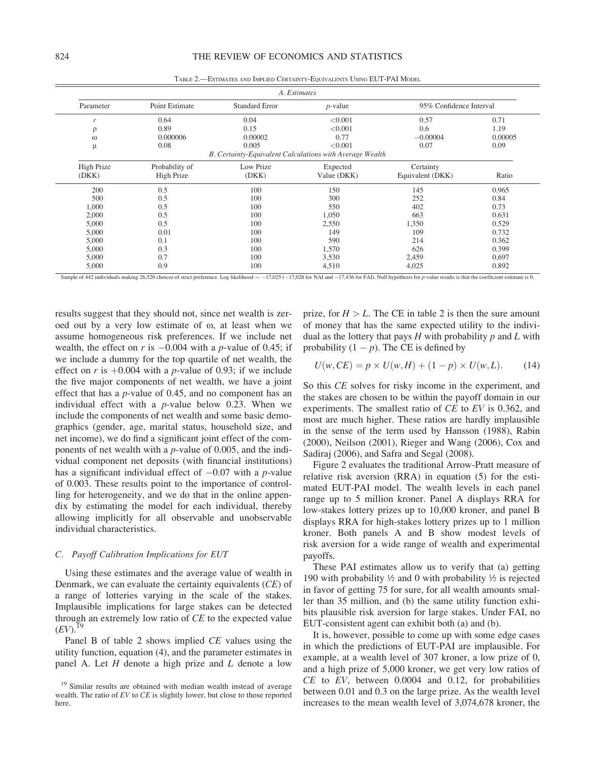Table 2.—Estimates and Implied Certainty-Equivalents Using EUT-PAI Model

| A. Estimates | | | | | |
|---|---|---|---|---|---|
| Parameter | Point Estimate | Standard Error | $p$-value | 95% Confidence Interval | |
| $r$ | 0.64 | 0.04 | <0.001 | 0.57 | 0.71 |
| $\rho$ | 0.89 | 0.15 | <0.001 | 0.6 | 1.19 |
| $\omega$ | 0.000006 | 0.00002 | 0.77 | −0.00004 | 0.00005 |
| $\mu$ | 0.08 | 0.005 | <0.001 | 0.07 | 0.09 |

| B. Certainty-Equivalent Calculations with Average Wealth | | | | | |
|---|---|---|---|---|---|
| High Prize (DKK) | Probability of High Prize | Low Prize (DKK) | Expected Value (DKK) | Certainty Equivalent (DKK) | Ratio |
| 200 | 0.5 | 100 | 150 | 145 | 0.965 |
| 500 | 0.5 | 100 | 300 | 252 | 0.84 |
| 1,000 | 0.5 | 100 | 550 | 402 | 0.73 |
| 2,000 | 0.5 | 100 | 1,050 | 663 | 0.631 |
| 5,000 | 0.5 | 100 | 2,550 | 1,350 | 0.529 |
| 5,000 | 0.01 | 100 | 149 | 109 | 0.732 |
| 5,000 | 0.1 | 100 | 590 | 214 | 0.362 |
| 5,000 | 0.3 | 100 | 1,570 | 626 | 0.399 |
| 5,000 | 0.7 | 100 | 3,530 | 2,459 | 0.697 |
| 5,000 | 0.9 | 100 | 4,510 | 4,025 | 0.892 |

Sample of 442 individuals making 26,520 choices of strict preference. Log likelihood = −17,025 (−17,028 for NAI and −17,436 for FAI). Null hypothesis for $p$-value results is that the coefficient estimate is 0.

results suggest that they should not, since net wealth is zeroed out by a very low estimate of $\omega$, at least when we assume homogeneous risk preferences. If we include net wealth, the effect on $r$ is $-0.004$ with a $p$-value of 0.45; if we include a dummy for the top quartile of net wealth, the effect on $r$ is $+0.004$ with a $p$-value of 0.93; if we include the five major components of net wealth, we have a joint effect that has a $p$-value of 0.45, and no component has an individual effect with a $p$-value below 0.23. When we include the components of net wealth and some basic demographics (gender, age, marital status, household size, and net income), we do find a significant joint effect of the components of net wealth with a $p$-value of 0.005, and the individual component net deposits (with financial institutions) has a significant individual effect of $-0.07$ with a $p$-value of 0.003. These results point to the importance of controlling for heterogeneity, and we do that in the online appendix by estimating the model for each individual, thereby allowing implicitly for all observable and unobservable individual characteristics.

### C. *Payoff Calibration Implications for EUT*

Using these estimates and the average value of wealth in Denmark, we can evaluate the certainty equivalents (*CE*) of a range of lotteries varying in the scale of the stakes. Implausible implications for large stakes can be detected through an extremely low ratio of *CE* to the expected value (*EV*).[19]

Panel B of table 2 shows implied *CE* values using the utility function, equation (4), and the parameter estimates in panel A. Let $H$ denote a high prize and $L$ denote a low prize, for $H > L$. The CE in table 2 is then the sure amount of money that has the same expected utility to the individual as the lottery that pays $H$ with probability $p$ and $L$ with probability $(1 - p)$. The CE is defined by

$$U(w, CE) = p \times U(w, H) + (1 - p) \times U(w, L). \qquad (14)$$

So this *CE* solves for risky income in the experiment, and the stakes are chosen to be within the payoff domain in our experiments. The smallest ratio of *CE* to *EV* is 0.362, and most are much higher. These ratios are hardly implausible in the sense of the term used by Hansson (1988), Rabin (2000), Neilson (2001), Rieger and Wang (2006), Cox and Sadiraj (2006), and Safra and Segal (2008).

Figure 2 evaluates the traditional Arrow-Pratt measure of relative risk aversion (RRA) in equation (5) for the estimated EUT-PAI model. The wealth levels in each panel range up to 5 million kroner. Panel A displays RRA for low-stakes lottery prizes up to 10,000 kroner, and panel B displays RRA for high-stakes lottery prizes up to 1 million kroner. Both panels A and B show modest levels of risk aversion for a wide range of wealth and experimental payoffs.

These PAI estimates allow us to verify that (a) getting 190 with probability ½ and 0 with probability ½ is rejected in favor of getting 75 for sure, for all wealth amounts smaller than 35 million, and (b) the same utility function exhibits plausible risk aversion for large stakes. Under FAI, no EUT-consistent agent can exhibit both (a) and (b).

It is, however, possible to come up with some edge cases in which the predictions of EUT-PAI are implausible. For example, at a wealth level of 307 kroner, a low prize of 0, and a high prize of 5,000 kroner, we get very low ratios of *CE* to *EV*, between 0.0004 and 0.12, for probabilities between 0.01 and 0.3 on the large prize. As the wealth level increases to the mean wealth level of 3,074,678 kroner, the

[19] Similar results are obtained with median wealth instead of average wealth. The ratio of *EV* to *CE* is slightly lower, but close to those reported here.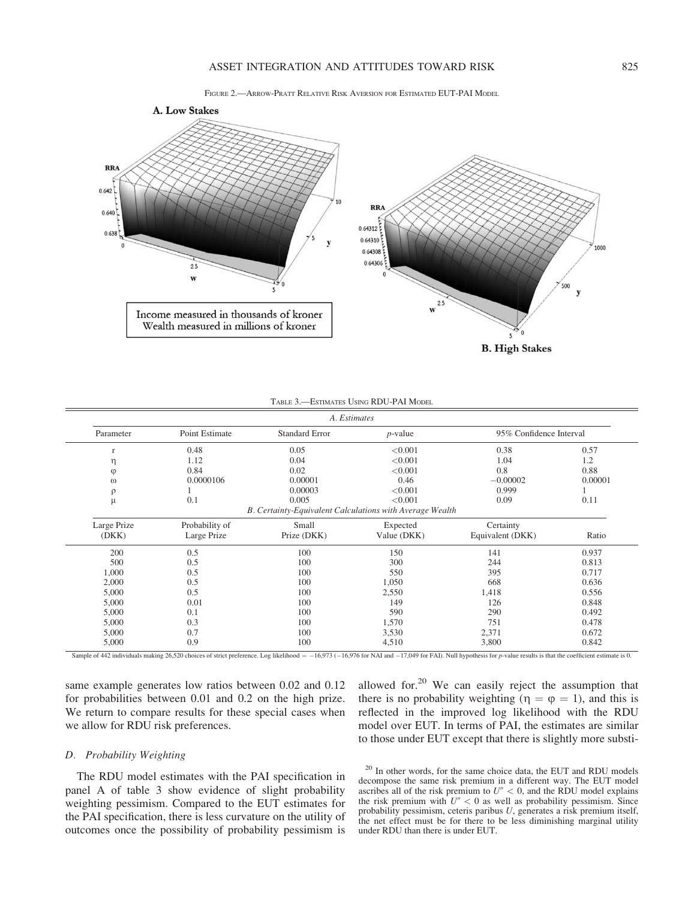FIGURE 2.—ARROW-PRATT RELATIVE RISK AVERSION FOR ESTIMATED EUT-PAI MODEL

A. Low Stakes

Income measured in thousands of kroner
Wealth measured in millions of kroner

B. High Stakes

TABLE 3.—ESTIMATES USING RDU-PAI MODEL

| *A. Estimates* | | | | | |
|---|---|---|---|---|---|
| Parameter | Point Estimate | Standard Error | $p$-value | 95% Confidence Interval | |
| r | 0.48 | 0.05 | <0.001 | 0.38 | 0.57 |
| $\eta$ | 1.12 | 0.04 | <0.001 | 1.04 | 1.2 |
| $\varphi$ | 0.84 | 0.02 | <0.001 | 0.8 | 0.88 |
| $\omega$ | 0.0000106 | 0.00001 | 0.46 | −0.00002 | 0.00001 |
| $\rho$ | 1 | 0.00003 | <0.001 | 0.999 | 1 |
| $\mu$ | 0.1 | 0.005 | <0.001 | 0.09 | 0.11 |

| *B. Certainty-Equivalent Calculations with Average Wealth* | | | | | |
|---|---|---|---|---|---|
| Large Prize (DKK) | Probability of Large Prize | Small Prize (DKK) | Expected Value (DKK) | Certainty Equivalent (DKK) | Ratio |
| 200 | 0.5 | 100 | 150 | 141 | 0.937 |
| 500 | 0.5 | 100 | 300 | 244 | 0.813 |
| 1,000 | 0.5 | 100 | 550 | 395 | 0.717 |
| 2,000 | 0.5 | 100 | 1,050 | 668 | 0.636 |
| 5,000 | 0.5 | 100 | 2,550 | 1,418 | 0.556 |
| 5,000 | 0.01 | 100 | 149 | 126 | 0.848 |
| 5,000 | 0.1 | 100 | 590 | 290 | 0.492 |
| 5,000 | 0.3 | 100 | 1,570 | 751 | 0.478 |
| 5,000 | 0.7 | 100 | 3,530 | 2,371 | 0.672 |
| 5,000 | 0.9 | 100 | 4,510 | 3,800 | 0.842 |

Sample of 442 individuals making 26,520 choices of strict preference. Log likelihood = −16,973 (−16,976 for NAI and −17,049 for FAI). Null hypothesis for $p$-value results is that the coefficient estimate is 0.

same example generates low ratios between 0.02 and 0.12 for probabilities between 0.01 and 0.2 on the high prize. We return to compare results for these special cases when we allow for RDU risk preferences.

### D. Probability Weighting

The RDU model estimates with the PAI specification in panel A of table 3 show evidence of slight probability weighting pessimism. Compared to the EUT estimates for the PAI specification, there is less curvature on the utility of outcomes once the possibility of probability pessimism is allowed for.[20] We can easily reject the assumption that there is no probability weighting ($\eta = \varphi = 1$), and this is reflected in the improved log likelihood with the RDU model over EUT. In terms of PAI, the estimates are similar to those under EUT except that there is slightly more substi-

[20] In other words, for the same choice data, the EUT and RDU models decompose the same risk premium in a different way. The EUT model ascribes all of the risk premium to $U'' < 0$, and the RDU model explains the risk premium with $U'' < 0$ as well as probability pessimism. Since probability pessimism, ceteris paribus $U$, generates a risk premium itself, the net effect must be for there to be less diminishing marginal utility under RDU than there is under EUT.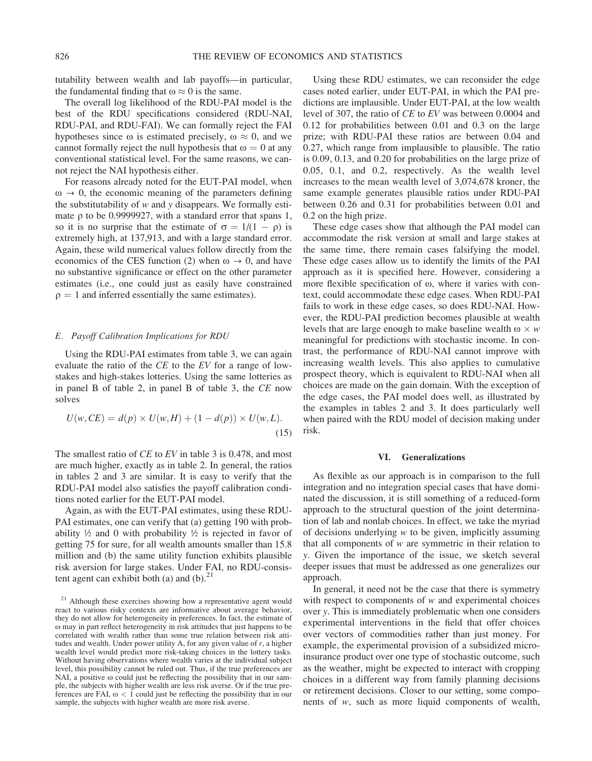tutability between wealth and lab payoffs—in particular, the fundamental finding that $\omega \approx 0$ is the same.

The overall log likelihood of the RDU-PAI model is the best of the RDU specifications considered (RDU-NAI, RDU-PAI, and RDU-FAI). We can formally reject the FAI hypotheses since $\omega$ is estimated precisely, $\omega \approx 0$, and we cannot formally reject the null hypothesis that $\omega = 0$ at any conventional statistical level. For the same reasons, we cannot reject the NAI hypothesis either.

For reasons already noted for the EUT-PAI model, when $\omega \to 0$, the economic meaning of the parameters defining the substitutability of $w$ and $y$ disappears. We formally estimate $\rho$ to be 0.9999927, with a standard error that spans 1, so it is no surprise that the estimate of $\sigma = 1/(1 - \rho)$ is extremely high, at 137,913, and with a large standard error. Again, these wild numerical values follow directly from the economics of the CES function (2) when $\omega \to 0$, and have no substantive significance or effect on the other parameter estimates (i.e., one could just as easily have constrained $\rho = 1$ and inferred essentially the same estimates).

### *E. Payoff Calibration Implications for RDU*

Using the RDU-PAI estimates from table 3, we can again evaluate the ratio of the *CE* to the *EV* for a range of low-stakes and high-stakes lotteries. Using the same lotteries as in panel B of table 2, in panel B of table 3, the *CE* now solves

$$U(w, CE) = d(p) \times U(w, H) + (1 - d(p)) \times U(w, L). \quad (15)$$

The smallest ratio of *CE* to *EV* in table 3 is 0.478, and most are much higher, exactly as in table 2. In general, the ratios in tables 2 and 3 are similar. It is easy to verify that the RDU-PAI model also satisfies the payoff calibration conditions noted earlier for the EUT-PAI model.

Again, as with the EUT-PAI estimates, using these RDU-PAI estimates, one can verify that (a) getting 190 with probability ½ and 0 with probability ½ is rejected in favor of getting 75 for sure, for all wealth amounts smaller than 15.8 million and (b) the same utility function exhibits plausible risk aversion for large stakes. Under FAI, no RDU-consistent agent can exhibit both (a) and (b).[21]

Using these RDU estimates, we can reconsider the edge cases noted earlier, under EUT-PAI, in which the PAI predictions are implausible. Under EUT-PAI, at the low wealth level of 307, the ratio of *CE* to *EV* was between 0.0004 and 0.12 for probabilities between 0.01 and 0.3 on the large prize; with RDU-PAI these ratios are between 0.04 and 0.27, which range from implausible to plausible. The ratio is 0.09, 0.13, and 0.20 for probabilities on the large prize of 0.05, 0.1, and 0.2, respectively. As the wealth level increases to the mean wealth level of 3,074,678 kroner, the same example generates plausible ratios under RDU-PAI between 0.26 and 0.31 for probabilities between 0.01 and 0.2 on the large prize.

These edge cases show that although the PAI model can accommodate the risk version at small and large stakes at the same time, there remain cases falsifying the model. These edge cases allow us to identify the limits of the PAI approach as it is specified here. However, considering a more flexible specification of $\omega$, where it varies with context, could accommodate these edge cases. When RDU-PAI fails to work in these edge cases, so does RDU-NAI. However, the RDU-PAI prediction becomes plausible at wealth levels that are large enough to make baseline wealth $\omega \times w$ meaningful for predictions with stochastic income. In contrast, the performance of RDU-NAI cannot improve with increasing wealth levels. This also applies to cumulative prospect theory, which is equivalent to RDU-NAI when all choices are made on the gain domain. With the exception of the edge cases, the PAI model does well, as illustrated by the examples in tables 2 and 3. It does particularly well when paired with the RDU model of decision making under risk.

## VI. Generalizations

As flexible as our approach is in comparison to the full integration and no integration special cases that have dominated the discussion, it is still something of a reduced-form approach to the structural question of the joint determination of lab and nonlab choices. In effect, we take the myriad of decisions underlying $w$ to be given, implicitly assuming that all components of $w$ are symmetric in their relation to $y$. Given the importance of the issue, we sketch several deeper issues that must be addressed as one generalizes our approach.

In general, it need not be the case that there is symmetry with respect to components of $w$ and experimental choices over $y$. This is immediately problematic when one considers experimental interventions in the field that offer choices over vectors of commodities rather than just money. For example, the experimental provision of a subsidized micro-insurance product over one type of stochastic outcome, such as the weather, might be expected to interact with cropping choices in a different way from family planning decisions or retirement decisions. Closer to our setting, some components of $w$, such as more liquid components of wealth,

[21] Although these exercises showing how a representative agent would react to various risky contexts are informative about average behavior, they do not allow for heterogeneity in preferences. In fact, the estimate of $\omega$ may in part reflect heterogeneity in risk attitudes that just happens to be correlated with wealth rather than some true relation between risk attitudes and wealth. Under power utility A, for any given value of $r$, a higher wealth level would predict more risk-taking choices in the lottery tasks. Without having observations where wealth varies at the individual subject level, this possibility cannot be ruled out. Thus, if the true preferences are NAI, a positive $\omega$ could just be reflecting the possibility that in our sample, the subjects with higher wealth are less risk averse. Or if the true preferences are FAI, $\omega < 1$ could just be reflecting the possibility that in our sample, the subjects with higher wealth are more risk averse.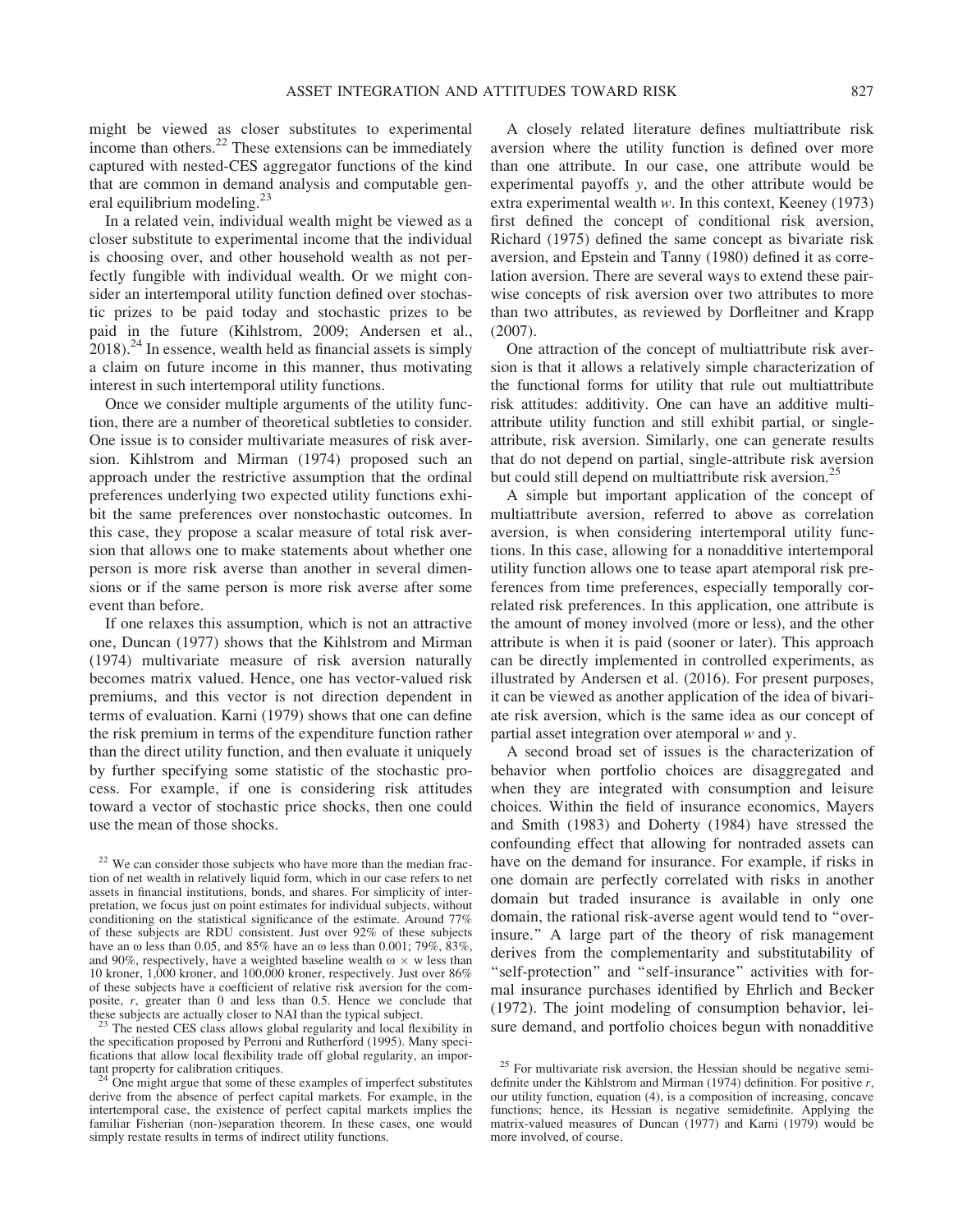might be viewed as closer substitutes to experimental income than others.[22] These extensions can be immediately captured with nested-CES aggregator functions of the kind that are common in demand analysis and computable general equilibrium modeling.[23]

In a related vein, individual wealth might be viewed as a closer substitute to experimental income that the individual is choosing over, and other household wealth as not perfectly fungible with individual wealth. Or we might consider an intertemporal utility function defined over stochastic prizes to be paid today and stochastic prizes to be paid in the future (Kihlstrom, 2009; Andersen et al., 2018).[24] In essence, wealth held as financial assets is simply a claim on future income in this manner, thus motivating interest in such intertemporal utility functions.

Once we consider multiple arguments of the utility function, there are a number of theoretical subtleties to consider. One issue is to consider multivariate measures of risk aversion. Kihlstrom and Mirman (1974) proposed such an approach under the restrictive assumption that the ordinal preferences underlying two expected utility functions exhibit the same preferences over nonstochastic outcomes. In this case, they propose a scalar measure of total risk aversion that allows one to make statements about whether one person is more risk averse than another in several dimensions or if the same person is more risk averse after some event than before.

If one relaxes this assumption, which is not an attractive one, Duncan (1977) shows that the Kihlstrom and Mirman (1974) multivariate measure of risk aversion naturally becomes matrix valued. Hence, one has vector-valued risk premiums, and this vector is not direction dependent in terms of evaluation. Karni (1979) shows that one can define the risk premium in terms of the expenditure function rather than the direct utility function, and then evaluate it uniquely by further specifying some statistic of the stochastic process. For example, if one is considering risk attitudes toward a vector of stochastic price shocks, then one could use the mean of those shocks.

A closely related literature defines multiattribute risk aversion where the utility function is defined over more than one attribute. In our case, one attribute would be experimental payoffs $y$, and the other attribute would be extra experimental wealth $w$. In this context, Keeney (1973) first defined the concept of conditional risk aversion, Richard (1975) defined the same concept as bivariate risk aversion, and Epstein and Tanny (1980) defined it as correlation aversion. There are several ways to extend these pairwise concepts of risk aversion over two attributes to more than two attributes, as reviewed by Dorfleitner and Krapp (2007).

One attraction of the concept of multiattribute risk aversion is that it allows a relatively simple characterization of the functional forms for utility that rule out multiattribute risk attitudes: additivity. One can have an additive multiattribute utility function and still exhibit partial, or single-attribute, risk aversion. Similarly, one can generate results that do not depend on partial, single-attribute risk aversion but could still depend on multiattribute risk aversion.[25]

A simple but important application of the concept of multiattribute aversion, referred to above as correlation aversion, is when considering intertemporal utility functions. In this case, allowing for a nonadditive intertemporal utility function allows one to tease apart atemporal risk preferences from time preferences, especially temporally correlated risk preferences. In this application, one attribute is the amount of money involved (more or less), and the other attribute is when it is paid (sooner or later). This approach can be directly implemented in controlled experiments, as illustrated by Andersen et al. (2016). For present purposes, it can be viewed as another application of the idea of bivariate risk aversion, which is the same idea as our concept of partial asset integration over atemporal $w$ and $y$.

A second broad set of issues is the characterization of behavior when portfolio choices are disaggregated and when they are integrated with consumption and leisure choices. Within the field of insurance economics, Mayers and Smith (1983) and Doherty (1984) have stressed the confounding effect that allowing for nontraded assets can have on the demand for insurance. For example, if risks in one domain are perfectly correlated with risks in another domain but traded insurance is available in only one domain, the rational risk-averse agent would tend to "overinsure." A large part of the theory of risk management derives from the complementarity and substitutability of "self-protection" and "self-insurance" activities with formal insurance purchases identified by Ehrlich and Becker (1972). The joint modeling of consumption behavior, leisure demand, and portfolio choices begun with nonadditive

---

[22] We can consider those subjects who have more than the median fraction of net wealth in relatively liquid form, which in our case refers to net assets in financial institutions, bonds, and shares. For simplicity of interpretation, we focus just on point estimates for individual subjects, without conditioning on the statistical significance of the estimate. Around 77% of these subjects are RDU consistent. Just over 92% of these subjects have an $\omega$ less than 0.05, and 85% have an $\omega$ less than 0.001; 79%, 83%, and 90%, respectively, have a weighted baseline wealth $\omega \times w$ less than 10 kroner, 1,000 kroner, and 100,000 kroner, respectively. Just over 86% of these subjects have a coefficient of relative risk aversion for the composite, $r$, greater than 0 and less than 0.5. Hence we conclude that these subjects are actually closer to NAI than the typical subject.

[23] The nested CES class allows global regularity and local flexibility in the specification proposed by Perroni and Rutherford (1995). Many specifications that allow local flexibility trade off global regularity, an important property for calibration critiques.

[24] One might argue that some of these examples of imperfect substitutes derive from the absence of perfect capital markets. For example, in the intertemporal case, the existence of perfect capital markets implies the familiar Fisherian (non-)separation theorem. In these cases, one would simply restate results in terms of indirect utility functions.

[25] For multivariate risk aversion, the Hessian should be negative semidefinite under the Kihlstrom and Mirman (1974) definition. For positive $r$, our utility function, equation (4), is a composition of increasing, concave functions; hence, its Hessian is negative semidefinite. Applying the matrix-valued measures of Duncan (1977) and Karni (1979) would be more involved, of course.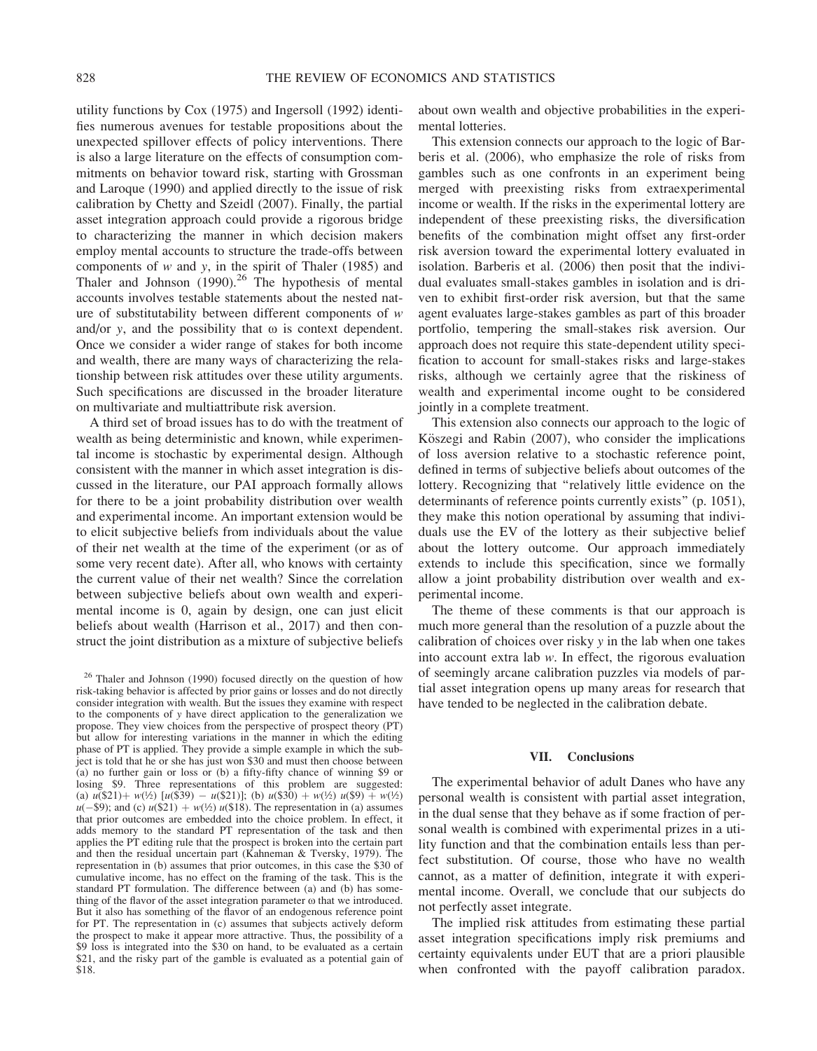utility functions by Cox (1975) and Ingersoll (1992) identifies numerous avenues for testable propositions about the unexpected spillover effects of policy interventions. There is also a large literature on the effects of consumption commitments on behavior toward risk, starting with Grossman and Laroque (1990) and applied directly to the issue of risk calibration by Chetty and Szeidl (2007). Finally, the partial asset integration approach could provide a rigorous bridge to characterizing the manner in which decision makers employ mental accounts to structure the trade-offs between components of $w$ and $y$, in the spirit of Thaler (1985) and Thaler and Johnson (1990).[26] The hypothesis of mental accounts involves testable statements about the nested nature of substitutability between different components of $w$ and/or $y$, and the possibility that $\omega$ is context dependent. Once we consider a wider range of stakes for both income and wealth, there are many ways of characterizing the relationship between risk attitudes over these utility arguments. Such specifications are discussed in the broader literature on multivariate and multiattribute risk aversion.

A third set of broad issues has to do with the treatment of wealth as being deterministic and known, while experimental income is stochastic by experimental design. Although consistent with the manner in which asset integration is discussed in the literature, our PAI approach formally allows for there to be a joint probability distribution over wealth and experimental income. An important extension would be to elicit subjective beliefs from individuals about the value of their net wealth at the time of the experiment (or as of some very recent date). After all, who knows with certainty the current value of their net wealth? Since the correlation between subjective beliefs about own wealth and experimental income is 0, again by design, one can just elicit beliefs about wealth (Harrison et al., 2017) and then construct the joint distribution as a mixture of subjective beliefs about own wealth and objective probabilities in the experimental lotteries.

This extension connects our approach to the logic of Barberis et al. (2006), who emphasize the role of risks from gambles such as one confronts in an experiment being merged with preexisting risks from extraexperimental income or wealth. If the risks in the experimental lottery are independent of these preexisting risks, the diversification benefits of the combination might offset any first-order risk aversion toward the experimental lottery evaluated in isolation. Barberis et al. (2006) then posit that the individual evaluates small-stakes gambles in isolation and is driven to exhibit first-order risk aversion, but that the same agent evaluates large-stakes gambles as part of this broader portfolio, tempering the small-stakes risk aversion. Our approach does not require this state-dependent utility specification to account for small-stakes risks and large-stakes risks, although we certainly agree that the riskiness of wealth and experimental income ought to be considered jointly in a complete treatment.

This extension also connects our approach to the logic of Köszegi and Rabin (2007), who consider the implications of loss aversion relative to a stochastic reference point, defined in terms of subjective beliefs about outcomes of the lottery. Recognizing that "relatively little evidence on the determinants of reference points currently exists" (p. 1051), they make this notion operational by assuming that individuals use the EV of the lottery as their subjective belief about the lottery outcome. Our approach immediately extends to include this specification, since we formally allow a joint probability distribution over wealth and experimental income.

The theme of these comments is that our approach is much more general than the resolution of a puzzle about the calibration of choices over risky $y$ in the lab when one takes into account extra lab $w$. In effect, the rigorous evaluation of seemingly arcane calibration puzzles via models of partial asset integration opens up many areas for research that have tended to be neglected in the calibration debate.

## VII. Conclusions

The experimental behavior of adult Danes who have any personal wealth is consistent with partial asset integration, in the dual sense that they behave as if some fraction of personal wealth is combined with experimental prizes in a utility function and that the combination entails less than perfect substitution. Of course, those who have no wealth cannot, as a matter of definition, integrate it with experimental income. Overall, we conclude that our subjects do not perfectly asset integrate.

The implied risk attitudes from estimating these partial asset integration specifications imply risk premiums and certainty equivalents under EUT that are a priori plausible when confronted with the payoff calibration paradox.

[26] Thaler and Johnson (1990) focused directly on the question of how risk-taking behavior is affected by prior gains or losses and do not directly consider integration with wealth. But the issues they examine with respect to the components of $y$ have direct application to the generalization we propose. They view choices from the perspective of prospect theory (PT) but allow for interesting variations in the manner in which the editing phase of PT is applied. They provide a simple example in which the subject is told that he or she has just won \$30 and must then choose between (a) no further gain or loss or (b) a fifty-fifty chance of winning \$9 or losing \$9. Three representations of this problem are suggested: (a) $u(\$21) + w(½)\,[u(\$39) - u(\$21)]$; (b) $u(\$30) + w(½)\,u(\$9) + w(½)\,u(-\$9)$; and (c) $u(\$21) + w(½)\,u(\$18)$. The representation in (a) assumes that prior outcomes are embedded into the choice problem. In effect, it adds memory to the standard PT representation of the task and then applies the PT editing rule that the prospect is broken into the certain part and then the residual uncertain part (Kahneman & Tversky, 1979). The representation in (b) assumes that prior outcomes, in this case the \$30 of cumulative income, has no effect on the framing of the task. This is the standard PT formulation. The difference between (a) and (b) has something of the flavor of the asset integration parameter $\omega$ that we introduced. But it also has something of the flavor of an endogenous reference point for PT. The representation in (c) assumes that subjects actively deform the prospect to make it appear more attractive. Thus, the possibility of a \$9 loss is integrated into the \$30 on hand, to be evaluated as a certain \$21, and the risky part of the gamble is evaluated as a potential gain of \$18.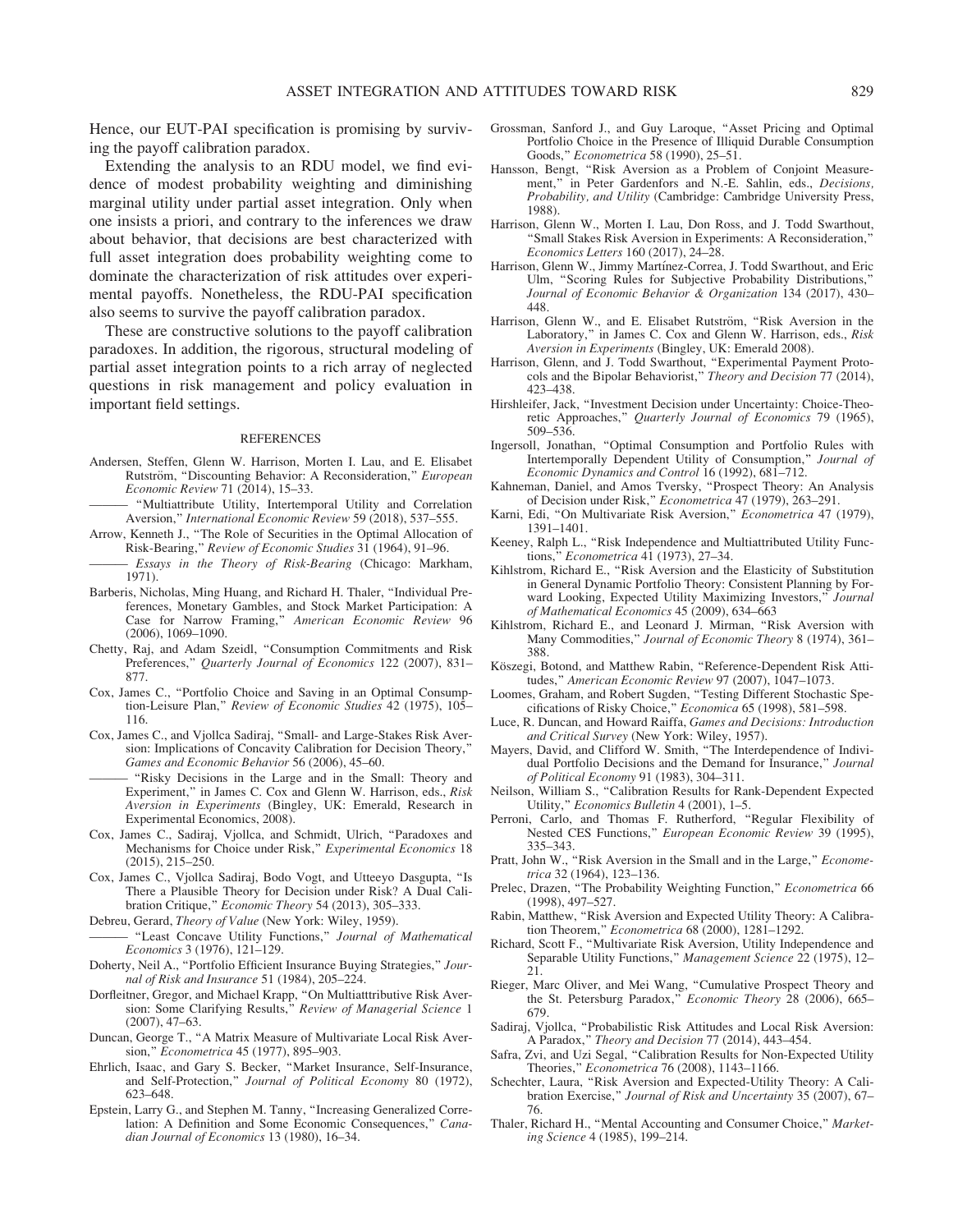Hence, our EUT-PAI specification is promising by surviving the payoff calibration paradox.

Extending the analysis to an RDU model, we find evidence of modest probability weighting and diminishing marginal utility under partial asset integration. Only when one insists a priori, and contrary to the inferences we draw about behavior, that decisions are best characterized with full asset integration does probability weighting come to dominate the characterization of risk attitudes over experimental payoffs. Nonetheless, the RDU-PAI specification also seems to survive the payoff calibration paradox.

These are constructive solutions to the payoff calibration paradoxes. In addition, the rigorous, structural modeling of partial asset integration points to a rich array of neglected questions in risk management and policy evaluation in important field settings.

## REFERENCES

Andersen, Steffen, Glenn W. Harrison, Morten I. Lau, and E. Elisabet Rutström, "Discounting Behavior: A Reconsideration," *European Economic Review* 71 (2014), 15–33.

——— "Multiattribute Utility, Intertemporal Utility and Correlation Aversion," *International Economic Review* 59 (2018), 537–555.

Arrow, Kenneth J., "The Role of Securities in the Optimal Allocation of Risk-Bearing," *Review of Economic Studies* 31 (1964), 91–96.

——— *Essays in the Theory of Risk-Bearing* (Chicago: Markham, 1971).

Barberis, Nicholas, Ming Huang, and Richard H. Thaler, "Individual Preferences, Monetary Gambles, and Stock Market Participation: A Case for Narrow Framing," *American Economic Review* 96 (2006), 1069–1090.

Chetty, Raj, and Adam Szeidl, "Consumption Commitments and Risk Preferences," *Quarterly Journal of Economics* 122 (2007), 831–877.

Cox, James C., "Portfolio Choice and Saving in an Optimal Consumption-Leisure Plan," *Review of Economic Studies* 42 (1975), 105–116.

Cox, James C., and Vjollca Sadiraj, "Small- and Large-Stakes Risk Aversion: Implications of Concavity Calibration for Decision Theory," *Games and Economic Behavior* 56 (2006), 45–60.

——— "Risky Decisions in the Large and in the Small: Theory and Experiment," in James C. Cox and Glenn W. Harrison, eds., *Risk Aversion in Experiments* (Bingley, UK: Emerald, Research in Experimental Economics, 2008).

Cox, James C., Sadiraj, Vjollca, and Schmidt, Ulrich, "Paradoxes and Mechanisms for Choice under Risk," *Experimental Economics* 18 (2015), 215–250.

Cox, James C., Vjollca Sadiraj, Bodo Vogt, and Utteeyo Dasgupta, "Is There a Plausible Theory for Decision under Risk? A Dual Calibration Critique," *Economic Theory* 54 (2013), 305–333.

Debreu, Gerard, *Theory of Value* (New York: Wiley, 1959).

——— "Least Concave Utility Functions," *Journal of Mathematical Economics* 3 (1976), 121–129.

Doherty, Neil A., "Portfolio Efficient Insurance Buying Strategies," *Journal of Risk and Insurance* 51 (1984), 205–224.

Dorfleitner, Gregor, and Michael Krapp, "On Multiatttributive Risk Aversion: Some Clarifying Results," *Review of Managerial Science* 1 (2007), 47–63.

Duncan, George T., "A Matrix Measure of Multivariate Local Risk Aversion," *Econometrica* 45 (1977), 895–903.

Ehrlich, Isaac, and Gary S. Becker, "Market Insurance, Self-Insurance, and Self-Protection," *Journal of Political Economy* 80 (1972), 623–648.

Epstein, Larry G., and Stephen M. Tanny, "Increasing Generalized Correlation: A Definition and Some Economic Consequences," *Canadian Journal of Economics* 13 (1980), 16–34.

Grossman, Sanford J., and Guy Laroque, "Asset Pricing and Optimal Portfolio Choice in the Presence of Illiquid Durable Consumption Goods," *Econometrica* 58 (1990), 25–51.

Hansson, Bengt, "Risk Aversion as a Problem of Conjoint Measurement," in Peter Gardenfors and N.-E. Sahlin, eds., *Decisions, Probability, and Utility* (Cambridge: Cambridge University Press, 1988).

Harrison, Glenn W., Morten I. Lau, Don Ross, and J. Todd Swarthout, "Small Stakes Risk Aversion in Experiments: A Reconsideration," *Economics Letters* 160 (2017), 24–28.

Harrison, Glenn W., Jimmy Martínez-Correa, J. Todd Swarthout, and Eric Ulm, "Scoring Rules for Subjective Probability Distributions," *Journal of Economic Behavior & Organization* 134 (2017), 430–448.

Harrison, Glenn W., and E. Elisabet Rutström, "Risk Aversion in the Laboratory," in James C. Cox and Glenn W. Harrison, eds., *Risk Aversion in Experiments* (Bingley, UK: Emerald 2008).

Harrison, Glenn, and J. Todd Swarthout, "Experimental Payment Protocols and the Bipolar Behaviorist," *Theory and Decision* 77 (2014), 423–438.

Hirshleifer, Jack, "Investment Decision under Uncertainty: Choice-Theoretic Approaches," *Quarterly Journal of Economics* 79 (1965), 509–536.

Ingersoll, Jonathan, "Optimal Consumption and Portfolio Rules with Intertemporally Dependent Utility of Consumption," *Journal of Economic Dynamics and Control* 16 (1992), 681–712.

Kahneman, Daniel, and Amos Tversky, "Prospect Theory: An Analysis of Decision under Risk," *Econometrica* 47 (1979), 263–291.

Karni, Edi, "On Multivariate Risk Aversion," *Econometrica* 47 (1979), 1391–1401.

Keeney, Ralph L., "Risk Independence and Multiattributed Utility Functions," *Econometrica* 41 (1973), 27–34.

Kihlstrom, Richard E., "Risk Aversion and the Elasticity of Substitution in General Dynamic Portfolio Theory: Consistent Planning by Forward Looking, Expected Utility Maximizing Investors," *Journal of Mathematical Economics* 45 (2009), 634–663

Kihlstrom, Richard E., and Leonard J. Mirman, "Risk Aversion with Many Commodities," *Journal of Economic Theory* 8 (1974), 361–388.

Köszegi, Botond, and Matthew Rabin, "Reference-Dependent Risk Attitudes," *American Economic Review* 97 (2007), 1047–1073.

Loomes, Graham, and Robert Sugden, "Testing Different Stochastic Specifications of Risky Choice," *Economica* 65 (1998), 581–598.

Luce, R. Duncan, and Howard Raiffa, *Games and Decisions: Introduction and Critical Survey* (New York: Wiley, 1957).

Mayers, David, and Clifford W. Smith, "The Interdependence of Individual Portfolio Decisions and the Demand for Insurance," *Journal of Political Economy* 91 (1983), 304–311.

Neilson, William S., "Calibration Results for Rank-Dependent Expected Utility," *Economics Bulletin* 4 (2001), 1–5.

Perroni, Carlo, and Thomas F. Rutherford, "Regular Flexibility of Nested CES Functions," *European Economic Review* 39 (1995), 335–343.

Pratt, John W., "Risk Aversion in the Small and in the Large," *Econometrica* 32 (1964), 123–136.

Prelec, Drazen, "The Probability Weighting Function," *Econometrica* 66 (1998), 497–527.

Rabin, Matthew, "Risk Aversion and Expected Utility Theory: A Calibration Theorem," *Econometrica* 68 (2000), 1281–1292.

Richard, Scott F., "Multivariate Risk Aversion, Utility Independence and Separable Utility Functions," *Management Science* 22 (1975), 12–21.

Rieger, Marc Oliver, and Mei Wang, "Cumulative Prospect Theory and the St. Petersburg Paradox," *Economic Theory* 28 (2006), 665–679.

Sadiraj, Vjollca, "Probabilistic Risk Attitudes and Local Risk Aversion: A Paradox," *Theory and Decision* 77 (2014), 443–454.

Safra, Zvi, and Uzi Segal, "Calibration Results for Non-Expected Utility Theories," *Econometrica* 76 (2008), 1143–1166.

Schechter, Laura, "Risk Aversion and Expected-Utility Theory: A Calibration Exercise," *Journal of Risk and Uncertainty* 35 (2007), 67–76.

Thaler, Richard H., "Mental Accounting and Consumer Choice," *Marketing Science* 4 (1985), 199–214.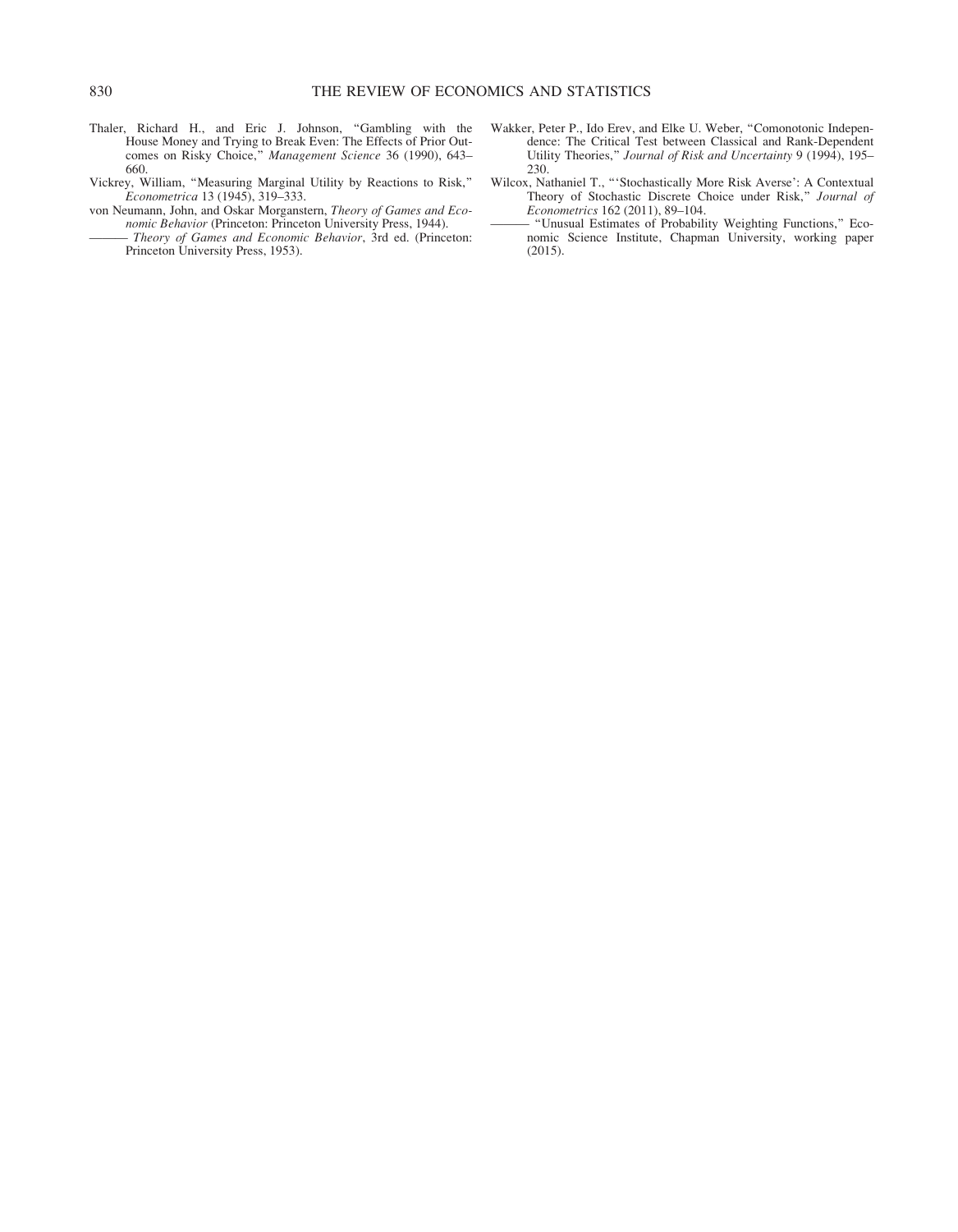Thaler, Richard H., and Eric J. Johnson, "Gambling with the House Money and Trying to Break Even: The Effects of Prior Outcomes on Risky Choice," *Management Science* 36 (1990), 643–660.

Vickrey, William, "Measuring Marginal Utility by Reactions to Risk," *Econometrica* 13 (1945), 319–333.

von Neumann, John, and Oskar Morganstern, *Theory of Games and Economic Behavior* (Princeton: Princeton University Press, 1944).

——— *Theory of Games and Economic Behavior*, 3rd ed. (Princeton: Princeton University Press, 1953).

Wakker, Peter P., Ido Erev, and Elke U. Weber, "Comonotonic Independence: The Critical Test between Classical and Rank-Dependent Utility Theories," *Journal of Risk and Uncertainty* 9 (1994), 195–230.

Wilcox, Nathaniel T., "'Stochastically More Risk Averse': A Contextual Theory of Stochastic Discrete Choice under Risk," *Journal of Econometrics* 162 (2011), 89–104.

——— "Unusual Estimates of Probability Weighting Functions," Economic Science Institute, Chapman University, working paper (2015).